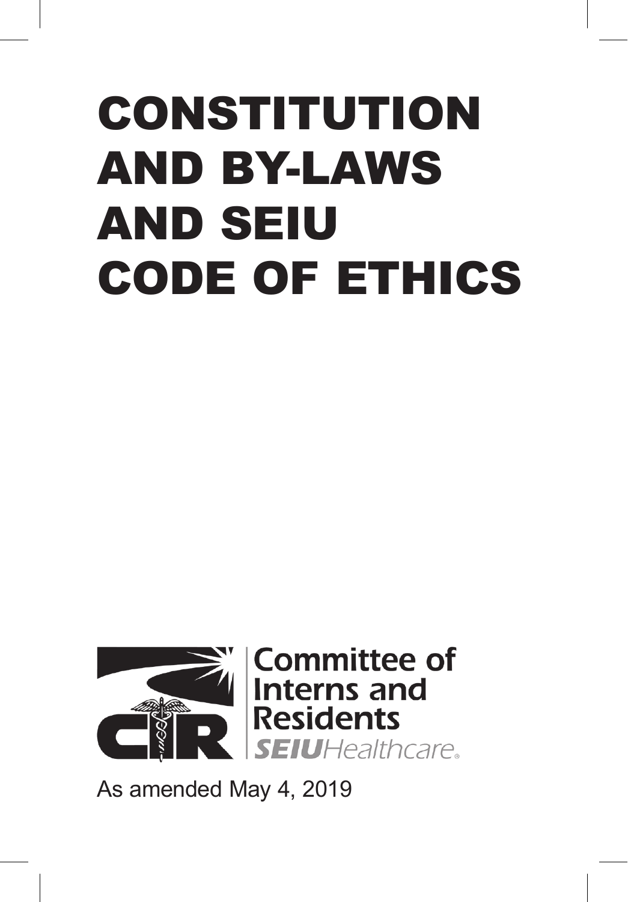# CONSTITUTION AND BY-LAWS AND SEIU CODE OF ETHICS

Committee of Interns and Residents
SEIU Healthcare

As amended May 4, 2019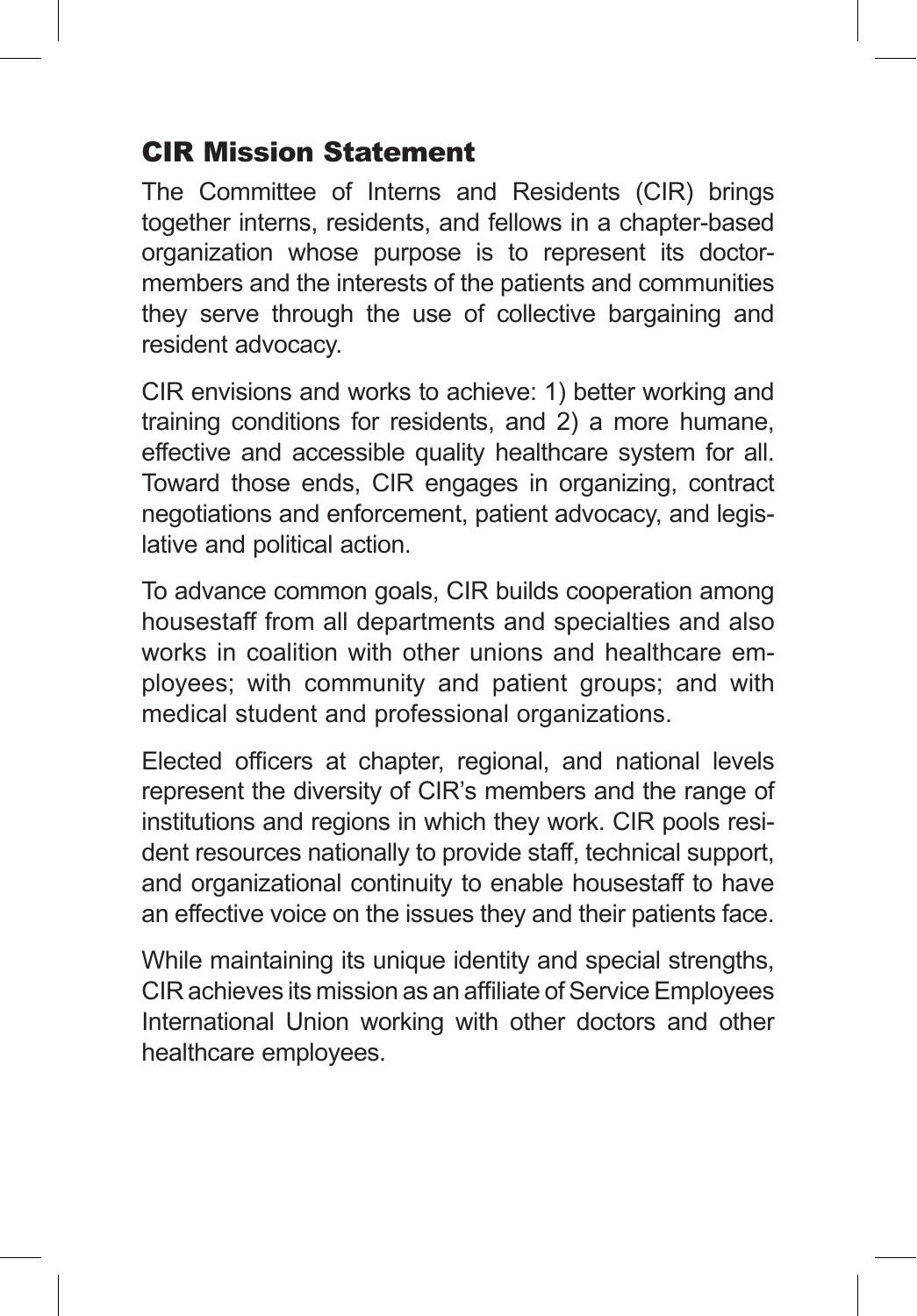## CIR Mission Statement

The Committee of Interns and Residents (CIR) brings together interns, residents, and fellows in a chapter-based organization whose purpose is to represent its doctor-members and the interests of the patients and communities they serve through the use of collective bargaining and resident advocacy.

CIR envisions and works to achieve: 1) better working and training conditions for residents, and 2) a more humane, effective and accessible quality healthcare system for all. Toward those ends, CIR engages in organizing, contract negotiations and enforcement, patient advocacy, and legislative and political action.

To advance common goals, CIR builds cooperation among housestaff from all departments and specialties and also works in coalition with other unions and healthcare employees; with community and patient groups; and with medical student and professional organizations.

Elected officers at chapter, regional, and national levels represent the diversity of CIR's members and the range of institutions and regions in which they work. CIR pools resident resources nationally to provide staff, technical support, and organizational continuity to enable housestaff to have an effective voice on the issues they and their patients face.

While maintaining its unique identity and special strengths, CIR achieves its mission as an affiliate of Service Employees International Union working with other doctors and other healthcare employees.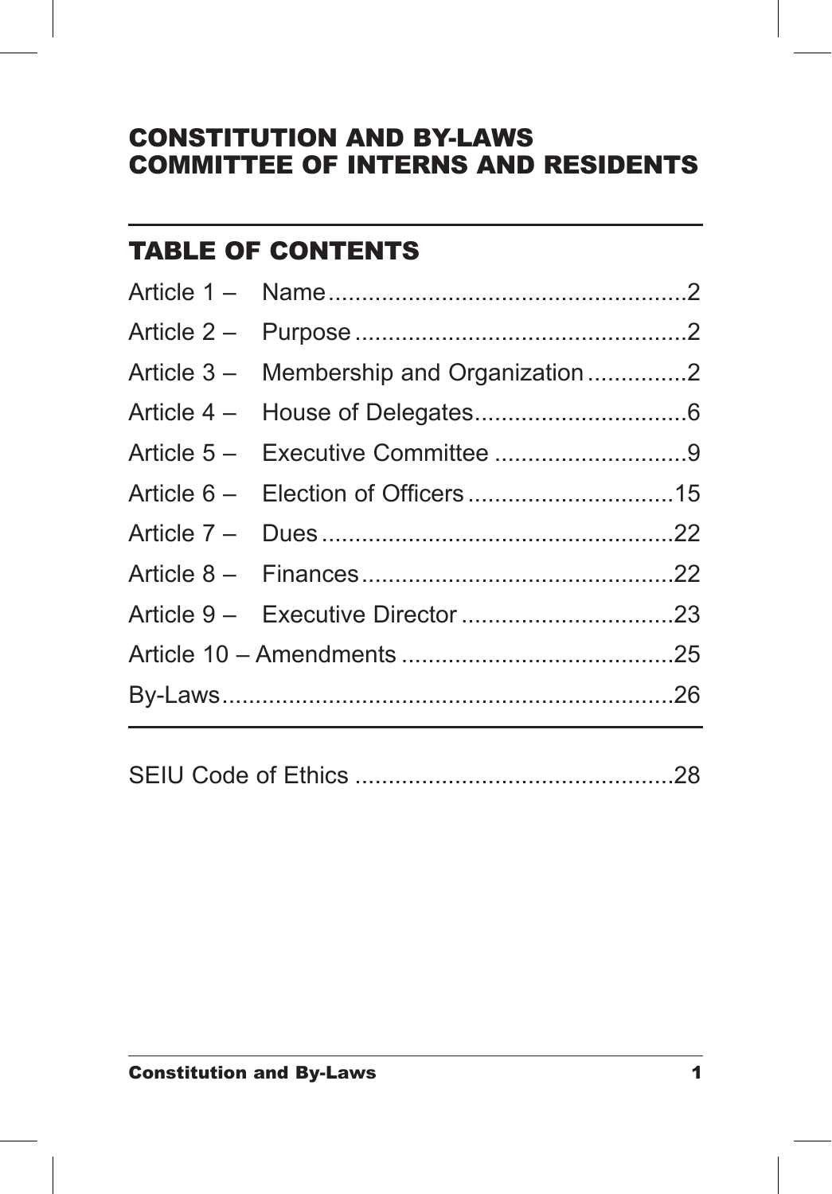# CONSTITUTION AND BY-LAWS COMMITTEE OF INTERNS AND RESIDENTS

## TABLE OF CONTENTS

Article 1 – Name ........................................................ 2

Article 2 – Purpose .................................................... 2

Article 3 – Membership and Organization ............... 2

Article 4 – House of Delegates ................................. 6

Article 5 – Executive Committee .............................. 9

Article 6 – Election of Officers ................................ 15

Article 7 – Dues ...................................................... 22

Article 8 – Finances ................................................ 22

Article 9 – Executive Director ................................. 23

Article 10 – Amendments ........................................ 25

By-Laws .................................................................. 26

SEIU Code of Ethics ................................................ 28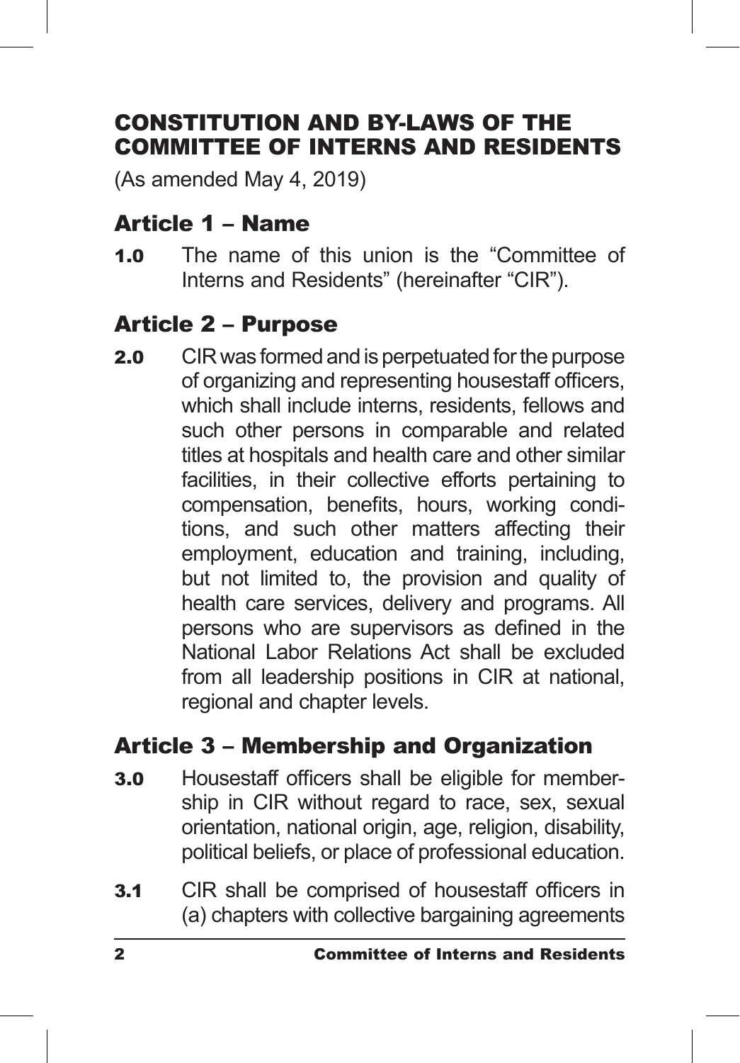# CONSTITUTION AND BY-LAWS OF THE COMMITTEE OF INTERNS AND RESIDENTS

(As amended May 4, 2019)

## Article 1 – Name

**1.0** The name of this union is the "Committee of Interns and Residents" (hereinafter "CIR").

## Article 2 – Purpose

**2.0** CIR was formed and is perpetuated for the purpose of organizing and representing housestaff officers, which shall include interns, residents, fellows and such other persons in comparable and related titles at hospitals and health care and other similar facilities, in their collective efforts pertaining to compensation, benefits, hours, working conditions, and such other matters affecting their employment, education and training, including, but not limited to, the provision and quality of health care services, delivery and programs. All persons who are supervisors as defined in the National Labor Relations Act shall be excluded from all leadership positions in CIR at national, regional and chapter levels.

## Article 3 – Membership and Organization

**3.0** Housestaff officers shall be eligible for membership in CIR without regard to race, sex, sexual orientation, national origin, age, religion, disability, political beliefs, or place of professional education.

**3.1** CIR shall be comprised of housestaff officers in (a) chapters with collective bargaining agreements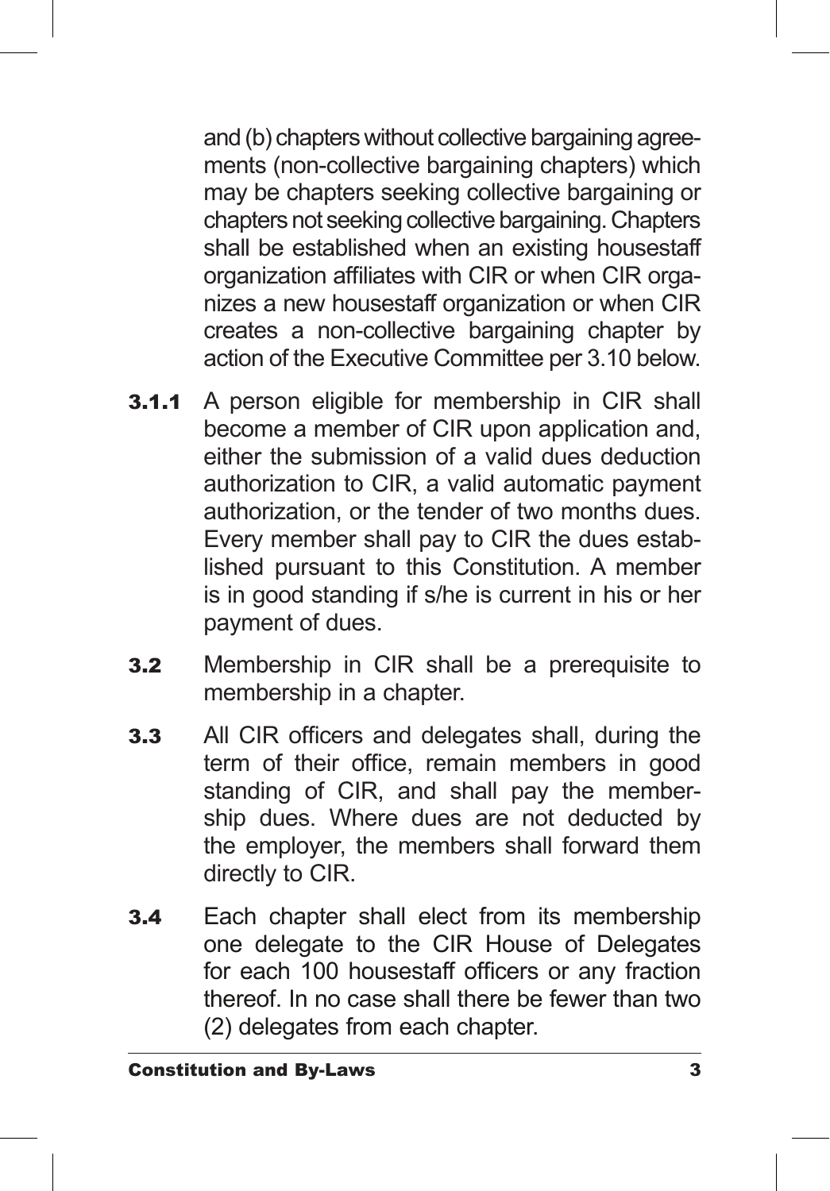and (b) chapters without collective bargaining agreements (non-collective bargaining chapters) which may be chapters seeking collective bargaining or chapters not seeking collective bargaining. Chapters shall be established when an existing housestaff organization affiliates with CIR or when CIR organizes a new housestaff organization or when CIR creates a non-collective bargaining chapter by action of the Executive Committee per 3.10 below.

**3.1.1** A person eligible for membership in CIR shall become a member of CIR upon application and, either the submission of a valid dues deduction authorization to CIR, a valid automatic payment authorization, or the tender of two months dues. Every member shall pay to CIR the dues established pursuant to this Constitution. A member is in good standing if s/he is current in his or her payment of dues.

**3.2** Membership in CIR shall be a prerequisite to membership in a chapter.

**3.3** All CIR officers and delegates shall, during the term of their office, remain members in good standing of CIR, and shall pay the membership dues. Where dues are not deducted by the employer, the members shall forward them directly to CIR.

**3.4** Each chapter shall elect from its membership one delegate to the CIR House of Delegates for each 100 housestaff officers or any fraction thereof. In no case shall there be fewer than two (2) delegates from each chapter.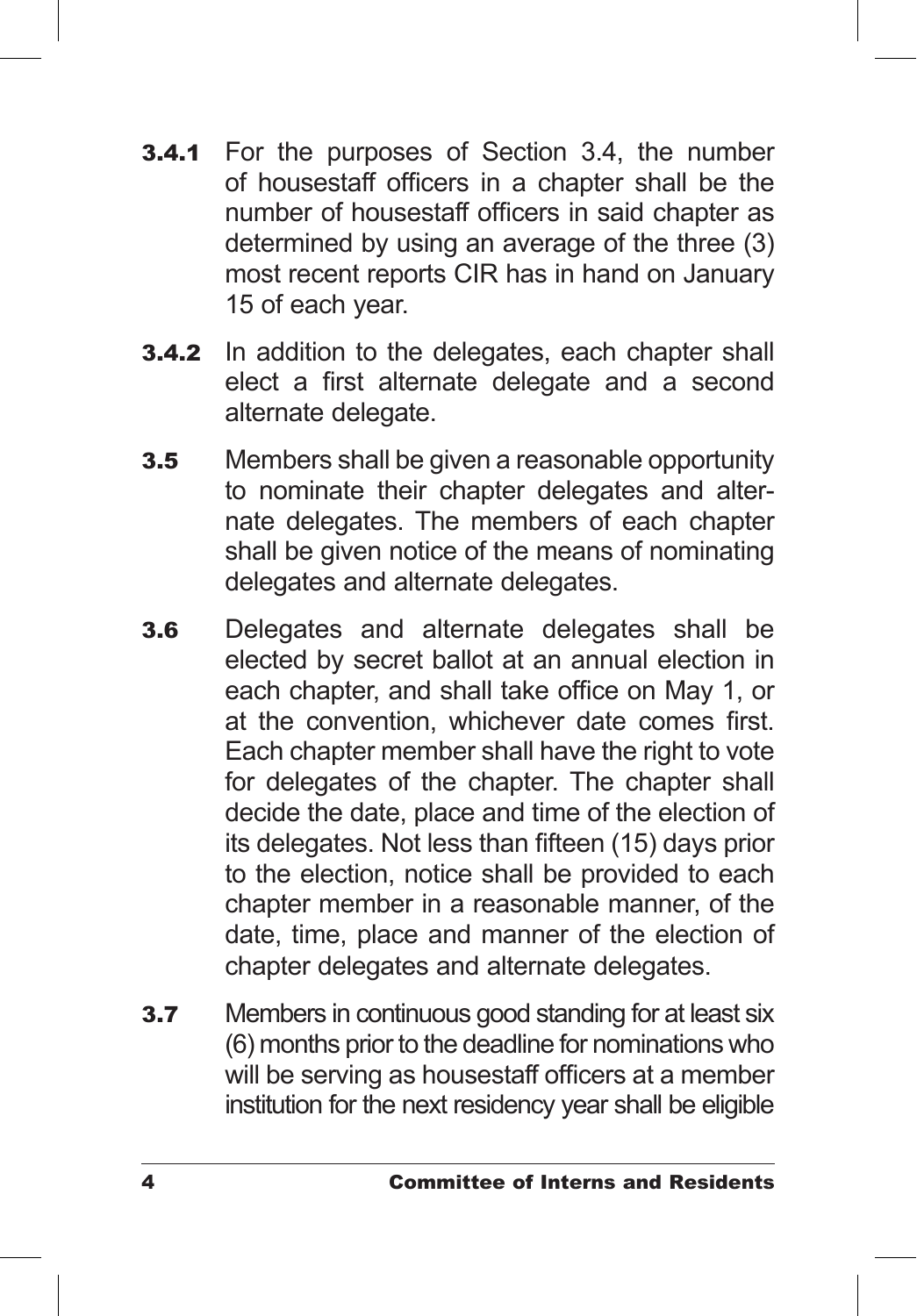**3.4.1** For the purposes of Section 3.4, the number of housestaff officers in a chapter shall be the number of housestaff officers in said chapter as determined by using an average of the three (3) most recent reports CIR has in hand on January 15 of each year.

**3.4.2** In addition to the delegates, each chapter shall elect a first alternate delegate and a second alternate delegate.

**3.5** Members shall be given a reasonable opportunity to nominate their chapter delegates and alternate delegates. The members of each chapter shall be given notice of the means of nominating delegates and alternate delegates.

**3.6** Delegates and alternate delegates shall be elected by secret ballot at an annual election in each chapter, and shall take office on May 1, or at the convention, whichever date comes first. Each chapter member shall have the right to vote for delegates of the chapter. The chapter shall decide the date, place and time of the election of its delegates. Not less than fifteen (15) days prior to the election, notice shall be provided to each chapter member in a reasonable manner, of the date, time, place and manner of the election of chapter delegates and alternate delegates.

**3.7** Members in continuous good standing for at least six (6) months prior to the deadline for nominations who will be serving as housestaff officers at a member institution for the next residency year shall be eligible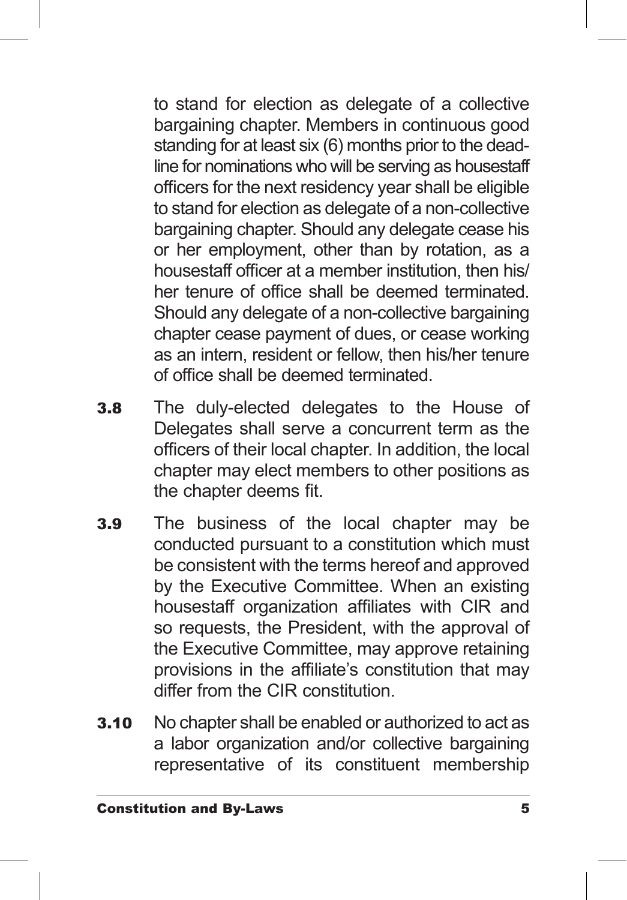to stand for election as delegate of a collective bargaining chapter. Members in continuous good standing for at least six (6) months prior to the deadline for nominations who will be serving as housestaff officers for the next residency year shall be eligible to stand for election as delegate of a non-collective bargaining chapter. Should any delegate cease his or her employment, other than by rotation, as a housestaff officer at a member institution, then his/her tenure of office shall be deemed terminated. Should any delegate of a non-collective bargaining chapter cease payment of dues, or cease working as an intern, resident or fellow, then his/her tenure of office shall be deemed terminated.

**3.8** The duly-elected delegates to the House of Delegates shall serve a concurrent term as the officers of their local chapter. In addition, the local chapter may elect members to other positions as the chapter deems fit.

**3.9** The business of the local chapter may be conducted pursuant to a constitution which must be consistent with the terms hereof and approved by the Executive Committee. When an existing housestaff organization affiliates with CIR and so requests, the President, with the approval of the Executive Committee, may approve retaining provisions in the affiliate's constitution that may differ from the CIR constitution.

**3.10** No chapter shall be enabled or authorized to act as a labor organization and/or collective bargaining representative of its constituent membership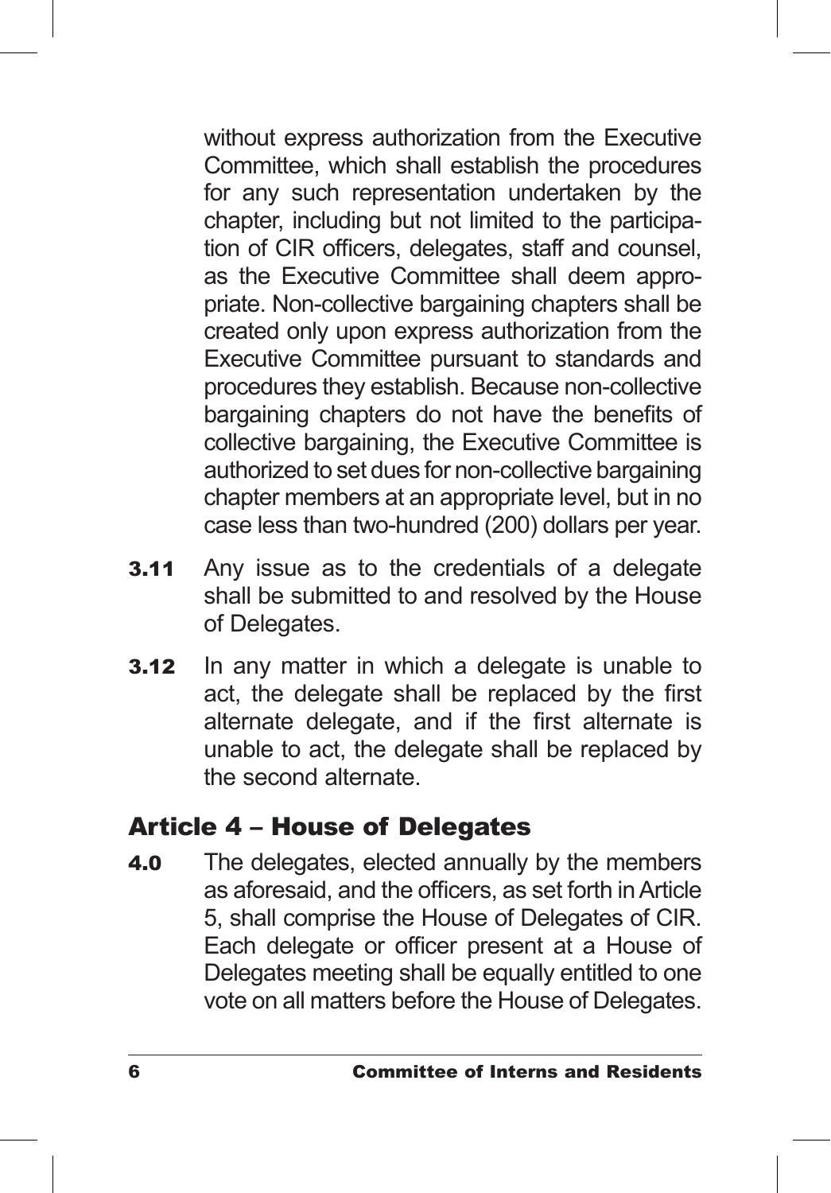without express authorization from the Executive Committee, which shall establish the procedures for any such representation undertaken by the chapter, including but not limited to the participation of CIR officers, delegates, staff and counsel, as the Executive Committee shall deem appropriate. Non-collective bargaining chapters shall be created only upon express authorization from the Executive Committee pursuant to standards and procedures they establish. Because non-collective bargaining chapters do not have the benefits of collective bargaining, the Executive Committee is authorized to set dues for non-collective bargaining chapter members at an appropriate level, but in no case less than two-hundred (200) dollars per year.

**3.11** Any issue as to the credentials of a delegate shall be submitted to and resolved by the House of Delegates.

**3.12** In any matter in which a delegate is unable to act, the delegate shall be replaced by the first alternate delegate, and if the first alternate is unable to act, the delegate shall be replaced by the second alternate.

## Article 4 – House of Delegates

**4.0** The delegates, elected annually by the members as aforesaid, and the officers, as set forth in Article 5, shall comprise the House of Delegates of CIR. Each delegate or officer present at a House of Delegates meeting shall be equally entitled to one vote on all matters before the House of Delegates.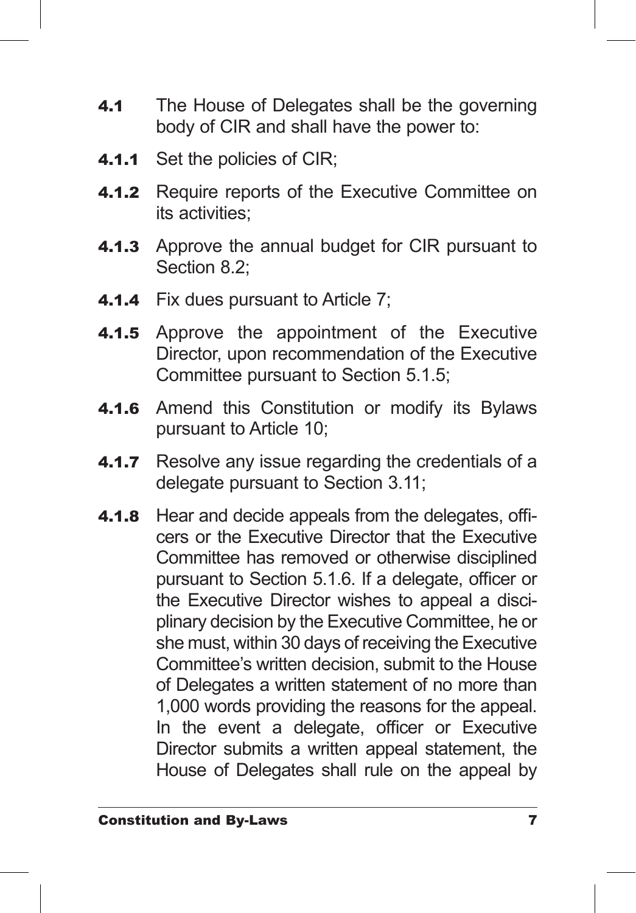**4.1** The House of Delegates shall be the governing body of CIR and shall have the power to:

**4.1.1** Set the policies of CIR;

**4.1.2** Require reports of the Executive Committee on its activities;

**4.1.3** Approve the annual budget for CIR pursuant to Section 8.2;

**4.1.4** Fix dues pursuant to Article 7;

**4.1.5** Approve the appointment of the Executive Director, upon recommendation of the Executive Committee pursuant to Section 5.1.5;

**4.1.6** Amend this Constitution or modify its Bylaws pursuant to Article 10;

**4.1.7** Resolve any issue regarding the credentials of a delegate pursuant to Section 3.11;

**4.1.8** Hear and decide appeals from the delegates, officers or the Executive Director that the Executive Committee has removed or otherwise disciplined pursuant to Section 5.1.6. If a delegate, officer or the Executive Director wishes to appeal a disciplinary decision by the Executive Committee, he or she must, within 30 days of receiving the Executive Committee's written decision, submit to the House of Delegates a written statement of no more than 1,000 words providing the reasons for the appeal. In the event a delegate, officer or Executive Director submits a written appeal statement, the House of Delegates shall rule on the appeal by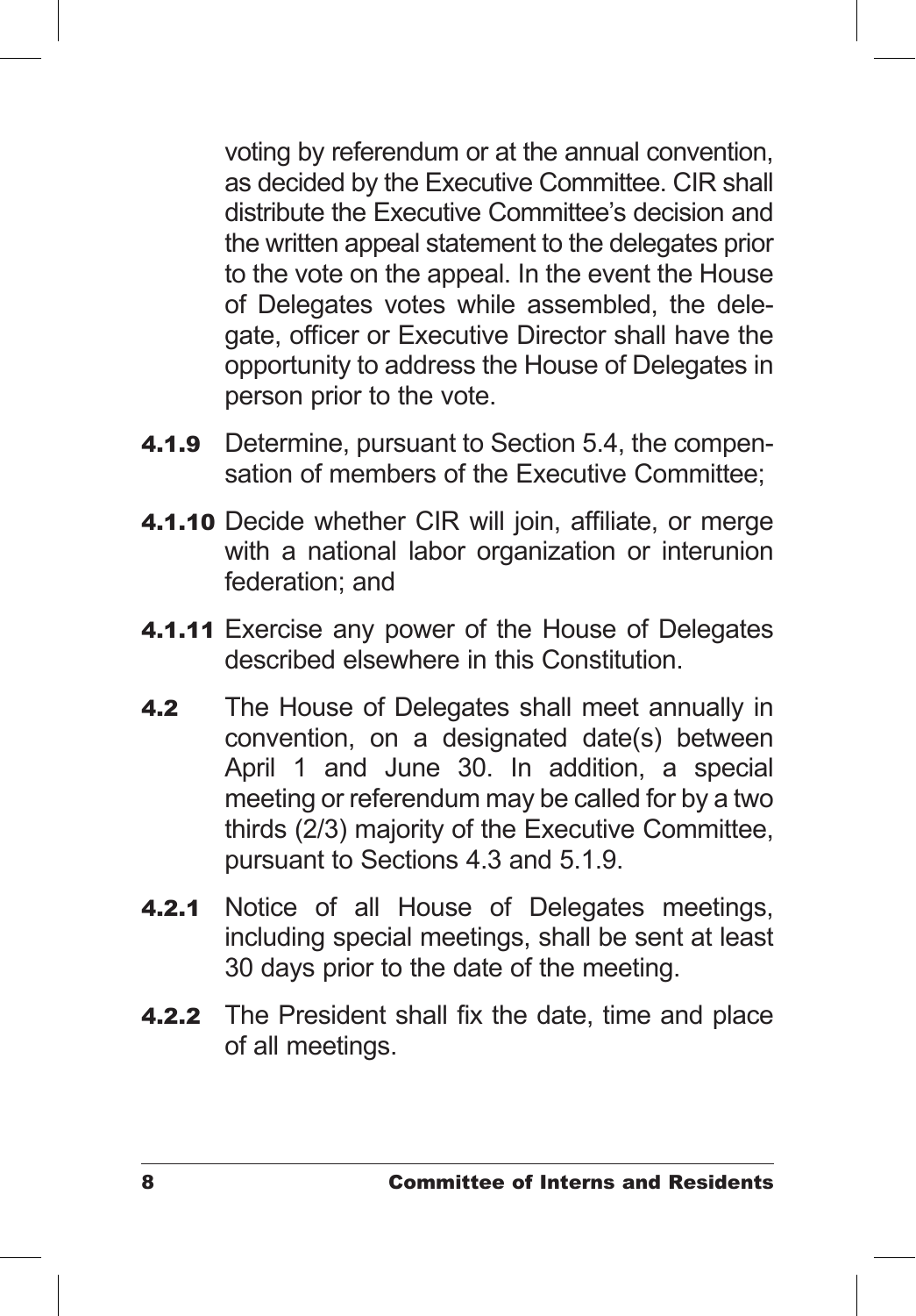voting by referendum or at the annual convention, as decided by the Executive Committee. CIR shall distribute the Executive Committee's decision and the written appeal statement to the delegates prior to the vote on the appeal. In the event the House of Delegates votes while assembled, the delegate, officer or Executive Director shall have the opportunity to address the House of Delegates in person prior to the vote.

**4.1.9** Determine, pursuant to Section 5.4, the compensation of members of the Executive Committee;

**4.1.10** Decide whether CIR will join, affiliate, or merge with a national labor organization or interunion federation; and

**4.1.11** Exercise any power of the House of Delegates described elsewhere in this Constitution.

**4.2** The House of Delegates shall meet annually in convention, on a designated date(s) between April 1 and June 30. In addition, a special meeting or referendum may be called for by a two thirds (2/3) majority of the Executive Committee, pursuant to Sections 4.3 and 5.1.9.

**4.2.1** Notice of all House of Delegates meetings, including special meetings, shall be sent at least 30 days prior to the date of the meeting.

**4.2.2** The President shall fix the date, time and place of all meetings.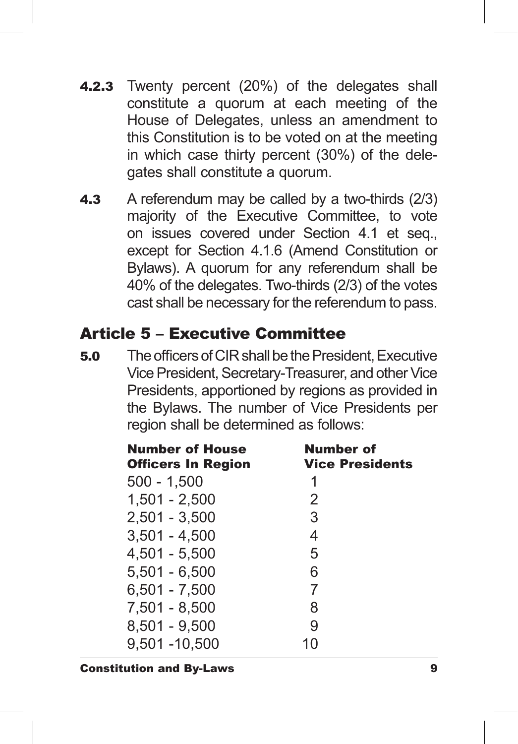**4.2.3** Twenty percent (20%) of the delegates shall constitute a quorum at each meeting of the House of Delegates, unless an amendment to this Constitution is to be voted on at the meeting in which case thirty percent (30%) of the delegates shall constitute a quorum.

**4.3** A referendum may be called by a two-thirds (2/3) majority of the Executive Committee, to vote on issues covered under Section 4.1 et seq., except for Section 4.1.6 (Amend Constitution or Bylaws). A quorum for any referendum shall be 40% of the delegates. Two-thirds (2/3) of the votes cast shall be necessary for the referendum to pass.

## Article 5 – Executive Committee

**5.0** The officers of CIR shall be the President, Executive Vice President, Secretary-Treasurer, and other Vice Presidents, apportioned by regions as provided in the Bylaws. The number of Vice Presidents per region shall be determined as follows:

| Number of House Officers In Region | Number of Vice Presidents |
|---|---|
| 500 - 1,500 | 1 |
| 1,501 - 2,500 | 2 |
| 2,501 - 3,500 | 3 |
| 3,501 - 4,500 | 4 |
| 4,501 - 5,500 | 5 |
| 5,501 - 6,500 | 6 |
| 6,501 - 7,500 | 7 |
| 7,501 - 8,500 | 8 |
| 8,501 - 9,500 | 9 |
| 9,501 -10,500 | 10 |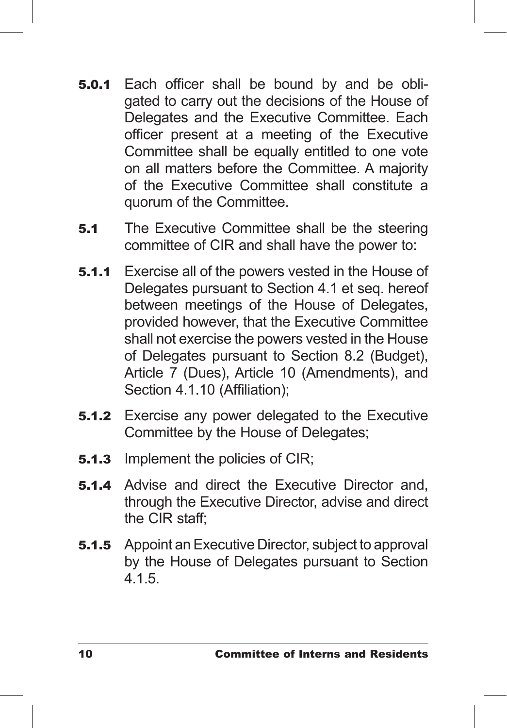**5.0.1** Each officer shall be bound by and be obligated to carry out the decisions of the House of Delegates and the Executive Committee. Each officer present at a meeting of the Executive Committee shall be equally entitled to one vote on all matters before the Committee. A majority of the Executive Committee shall constitute a quorum of the Committee.

**5.1** The Executive Committee shall be the steering committee of CIR and shall have the power to:

**5.1.1** Exercise all of the powers vested in the House of Delegates pursuant to Section 4.1 et seq. hereof between meetings of the House of Delegates, provided however, that the Executive Committee shall not exercise the powers vested in the House of Delegates pursuant to Section 8.2 (Budget), Article 7 (Dues), Article 10 (Amendments), and Section 4.1.10 (Affiliation);

**5.1.2** Exercise any power delegated to the Executive Committee by the House of Delegates;

**5.1.3** Implement the policies of CIR;

**5.1.4** Advise and direct the Executive Director and, through the Executive Director, advise and direct the CIR staff;

**5.1.5** Appoint an Executive Director, subject to approval by the House of Delegates pursuant to Section 4.1.5.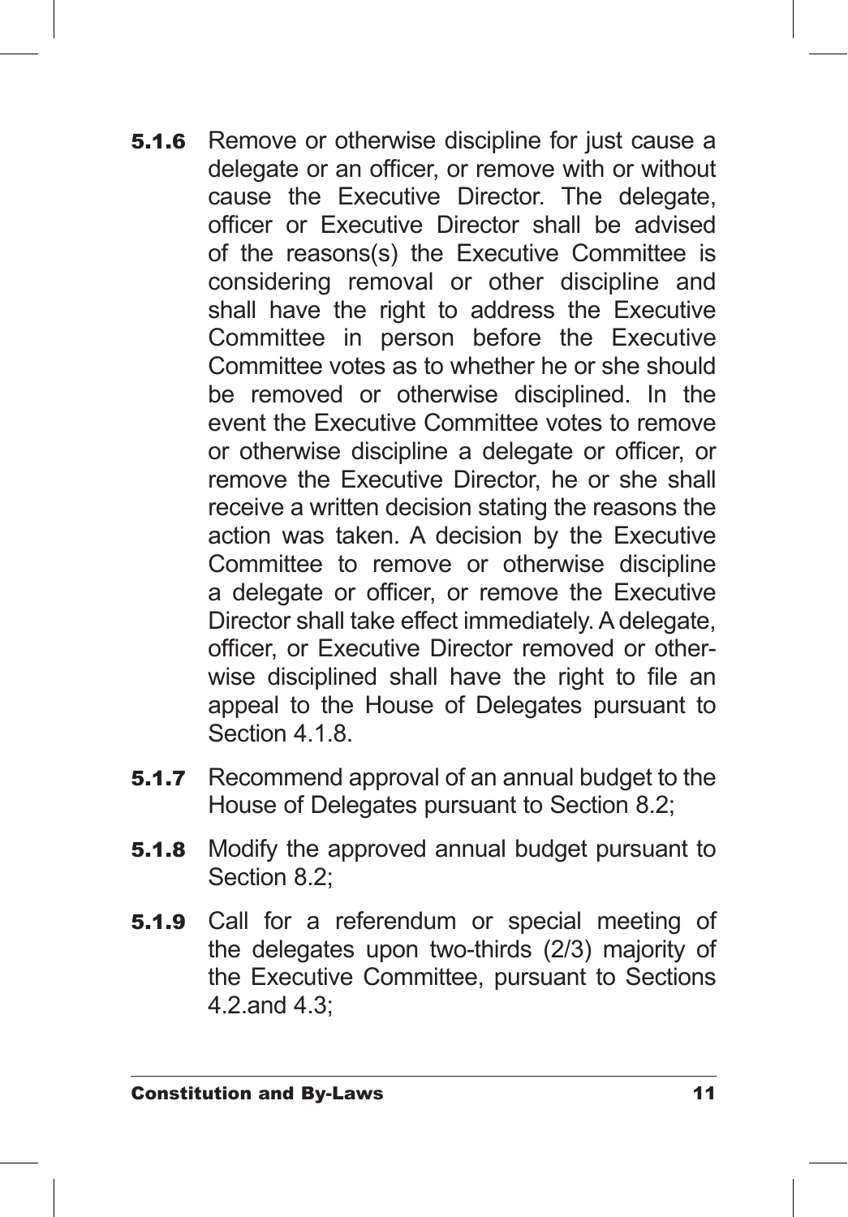**5.1.6** Remove or otherwise discipline for just cause a delegate or an officer, or remove with or without cause the Executive Director. The delegate, officer or Executive Director shall be advised of the reasons(s) the Executive Committee is considering removal or other discipline and shall have the right to address the Executive Committee in person before the Executive Committee votes as to whether he or she should be removed or otherwise disciplined. In the event the Executive Committee votes to remove or otherwise discipline a delegate or officer, or remove the Executive Director, he or she shall receive a written decision stating the reasons the action was taken. A decision by the Executive Committee to remove or otherwise discipline a delegate or officer, or remove the Executive Director shall take effect immediately. A delegate, officer, or Executive Director removed or otherwise disciplined shall have the right to file an appeal to the House of Delegates pursuant to Section 4.1.8.

**5.1.7** Recommend approval of an annual budget to the House of Delegates pursuant to Section 8.2;

**5.1.8** Modify the approved annual budget pursuant to Section 8.2;

**5.1.9** Call for a referendum or special meeting of the delegates upon two-thirds (2/3) majority of the Executive Committee, pursuant to Sections 4.2.and 4.3;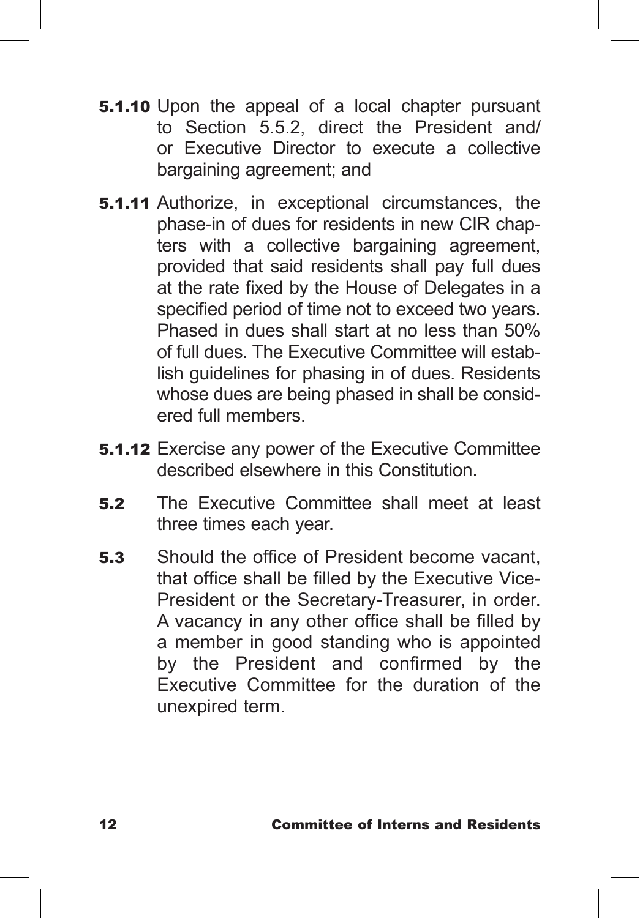**5.1.10** Upon the appeal of a local chapter pursuant to Section 5.5.2, direct the President and/or Executive Director to execute a collective bargaining agreement; and

**5.1.11** Authorize, in exceptional circumstances, the phase-in of dues for residents in new CIR chapters with a collective bargaining agreement, provided that said residents shall pay full dues at the rate fixed by the House of Delegates in a specified period of time not to exceed two years. Phased in dues shall start at no less than 50% of full dues. The Executive Committee will establish guidelines for phasing in of dues. Residents whose dues are being phased in shall be considered full members.

**5.1.12** Exercise any power of the Executive Committee described elsewhere in this Constitution.

**5.2** The Executive Committee shall meet at least three times each year.

**5.3** Should the office of President become vacant, that office shall be filled by the Executive Vice-President or the Secretary-Treasurer, in order. A vacancy in any other office shall be filled by a member in good standing who is appointed by the President and confirmed by the Executive Committee for the duration of the unexpired term.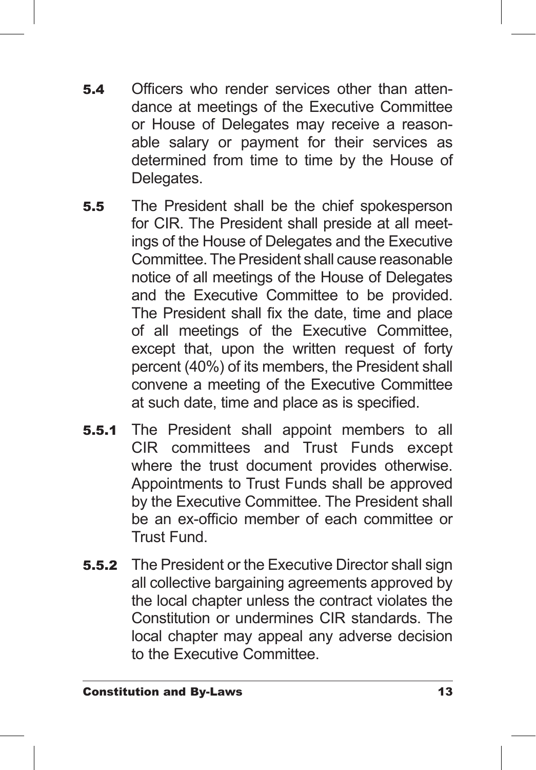**5.4** Officers who render services other than attendance at meetings of the Executive Committee or House of Delegates may receive a reasonable salary or payment for their services as determined from time to time by the House of Delegates.

**5.5** The President shall be the chief spokesperson for CIR. The President shall preside at all meetings of the House of Delegates and the Executive Committee. The President shall cause reasonable notice of all meetings of the House of Delegates and the Executive Committee to be provided. The President shall fix the date, time and place of all meetings of the Executive Committee, except that, upon the written request of forty percent (40%) of its members, the President shall convene a meeting of the Executive Committee at such date, time and place as is specified.

**5.5.1** The President shall appoint members to all CIR committees and Trust Funds except where the trust document provides otherwise. Appointments to Trust Funds shall be approved by the Executive Committee. The President shall be an ex-officio member of each committee or Trust Fund.

**5.5.2** The President or the Executive Director shall sign all collective bargaining agreements approved by the local chapter unless the contract violates the Constitution or undermines CIR standards. The local chapter may appeal any adverse decision to the Executive Committee.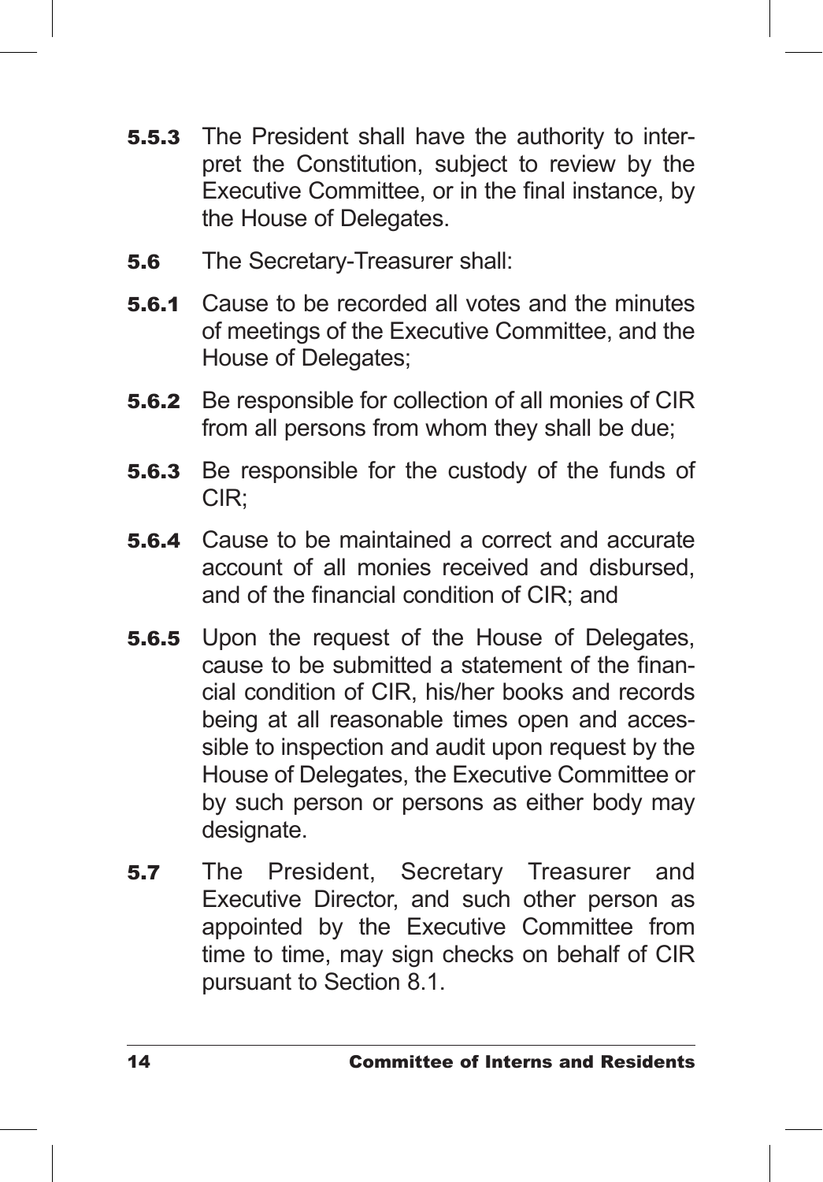**5.5.3** The President shall have the authority to interpret the Constitution, subject to review by the Executive Committee, or in the final instance, by the House of Delegates.

**5.6** The Secretary-Treasurer shall:

**5.6.1** Cause to be recorded all votes and the minutes of meetings of the Executive Committee, and the House of Delegates;

**5.6.2** Be responsible for collection of all monies of CIR from all persons from whom they shall be due;

**5.6.3** Be responsible for the custody of the funds of CIR;

**5.6.4** Cause to be maintained a correct and accurate account of all monies received and disbursed, and of the financial condition of CIR; and

**5.6.5** Upon the request of the House of Delegates, cause to be submitted a statement of the financial condition of CIR, his/her books and records being at all reasonable times open and accessible to inspection and audit upon request by the House of Delegates, the Executive Committee or by such person or persons as either body may designate.

**5.7** The President, Secretary Treasurer and Executive Director, and such other person as appointed by the Executive Committee from time to time, may sign checks on behalf of CIR pursuant to Section 8.1.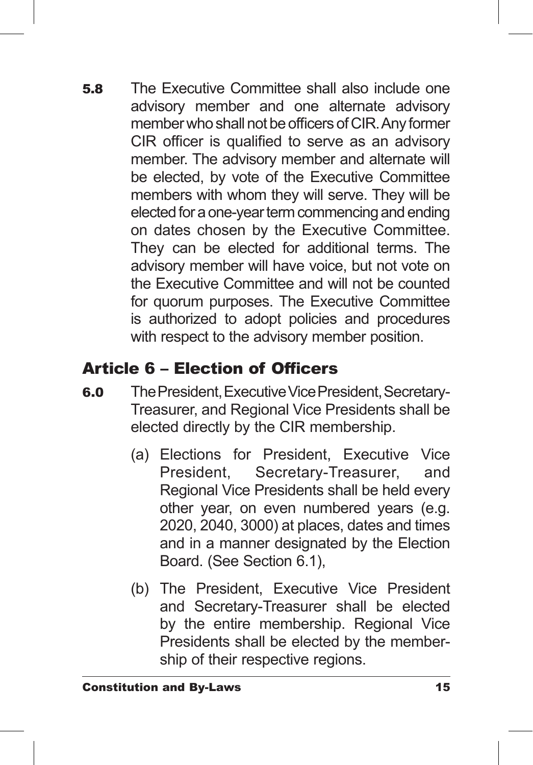**5.8** The Executive Committee shall also include one advisory member and one alternate advisory member who shall not be officers of CIR. Any former CIR officer is qualified to serve as an advisory member. The advisory member and alternate will be elected, by vote of the Executive Committee members with whom they will serve. They will be elected for a one-year term commencing and ending on dates chosen by the Executive Committee. They can be elected for additional terms. The advisory member will have voice, but not vote on the Executive Committee and will not be counted for quorum purposes. The Executive Committee is authorized to adopt policies and procedures with respect to the advisory member position.

## Article 6 – Election of Officers

**6.0** The President, Executive Vice President, Secretary-Treasurer, and Regional Vice Presidents shall be elected directly by the CIR membership.

(a) Elections for President, Executive Vice President, Secretary-Treasurer, and Regional Vice Presidents shall be held every other year, on even numbered years (e.g. 2020, 2040, 3000) at places, dates and times and in a manner designated by the Election Board. (See Section 6.1),

(b) The President, Executive Vice President and Secretary-Treasurer shall be elected by the entire membership. Regional Vice Presidents shall be elected by the membership of their respective regions.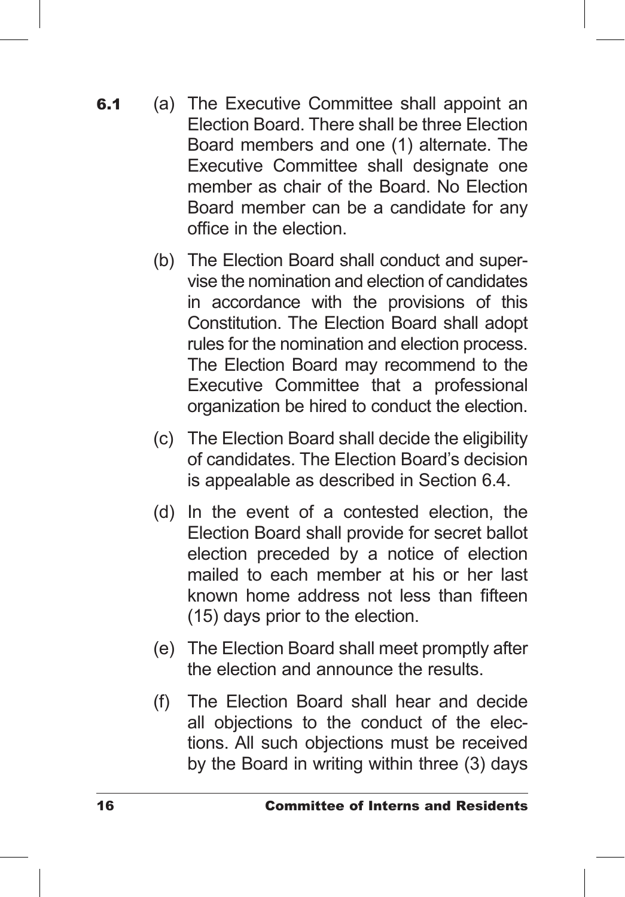**6.1** (a) The Executive Committee shall appoint an Election Board. There shall be three Election Board members and one (1) alternate. The Executive Committee shall designate one member as chair of the Board. No Election Board member can be a candidate for any office in the election.

(b) The Election Board shall conduct and supervise the nomination and election of candidates in accordance with the provisions of this Constitution. The Election Board shall adopt rules for the nomination and election process. The Election Board may recommend to the Executive Committee that a professional organization be hired to conduct the election.

(c) The Election Board shall decide the eligibility of candidates. The Election Board's decision is appealable as described in Section 6.4.

(d) In the event of a contested election, the Election Board shall provide for secret ballot election preceded by a notice of election mailed to each member at his or her last known home address not less than fifteen (15) days prior to the election.

(e) The Election Board shall meet promptly after the election and announce the results.

(f) The Election Board shall hear and decide all objections to the conduct of the elections. All such objections must be received by the Board in writing within three (3) days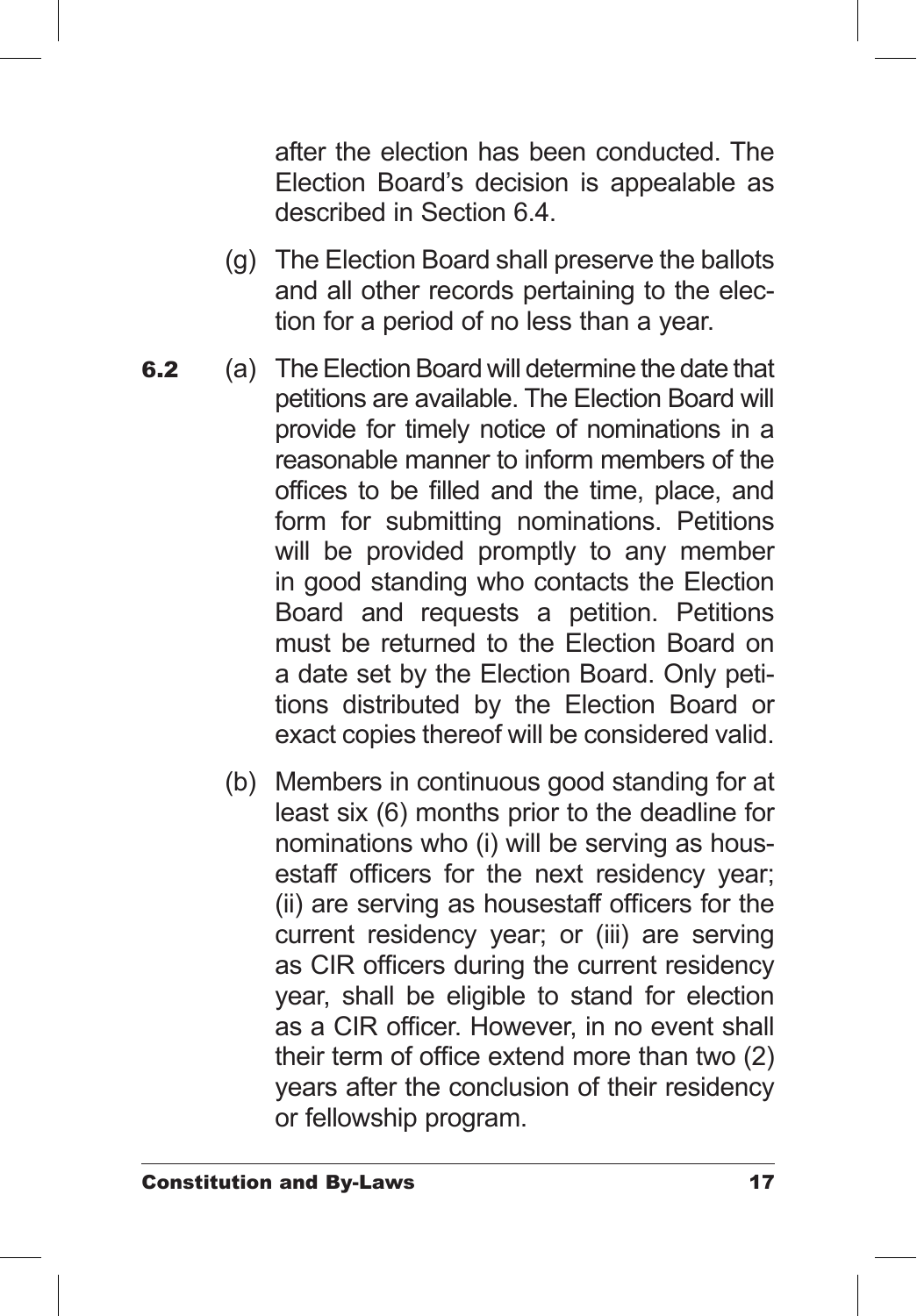after the election has been conducted. The Election Board's decision is appealable as described in Section 6.4.

(g) The Election Board shall preserve the ballots and all other records pertaining to the election for a period of no less than a year.

**6.2** (a) The Election Board will determine the date that petitions are available. The Election Board will provide for timely notice of nominations in a reasonable manner to inform members of the offices to be filled and the time, place, and form for submitting nominations. Petitions will be provided promptly to any member in good standing who contacts the Election Board and requests a petition. Petitions must be returned to the Election Board on a date set by the Election Board. Only petitions distributed by the Election Board or exact copies thereof will be considered valid.

(b) Members in continuous good standing for at least six (6) months prior to the deadline for nominations who (i) will be serving as housestaff officers for the next residency year; (ii) are serving as housestaff officers for the current residency year; or (iii) are serving as CIR officers during the current residency year, shall be eligible to stand for election as a CIR officer. However, in no event shall their term of office extend more than two (2) years after the conclusion of their residency or fellowship program.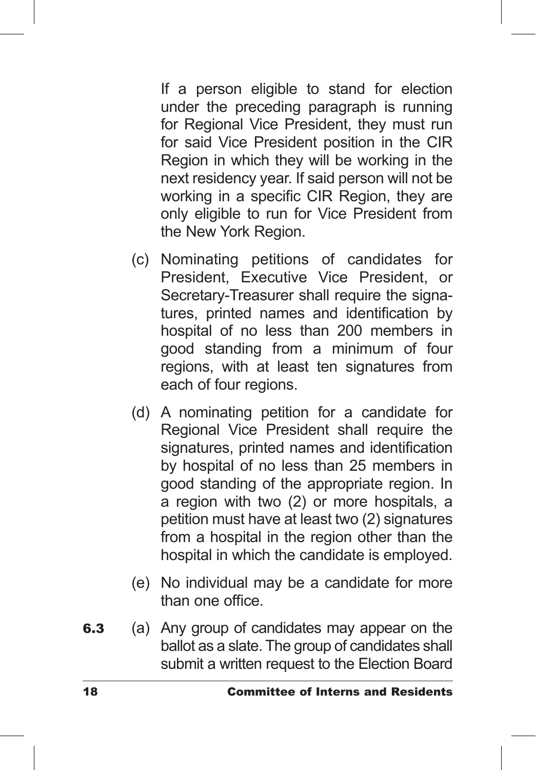If a person eligible to stand for election under the preceding paragraph is running for Regional Vice President, they must run for said Vice President position in the CIR Region in which they will be working in the next residency year. If said person will not be working in a specific CIR Region, they are only eligible to run for Vice President from the New York Region.

(c) Nominating petitions of candidates for President, Executive Vice President, or Secretary-Treasurer shall require the signatures, printed names and identification by hospital of no less than 200 members in good standing from a minimum of four regions, with at least ten signatures from each of four regions.

(d) A nominating petition for a candidate for Regional Vice President shall require the signatures, printed names and identification by hospital of no less than 25 members in good standing of the appropriate region. In a region with two (2) or more hospitals, a petition must have at least two (2) signatures from a hospital in the region other than the hospital in which the candidate is employed.

(e) No individual may be a candidate for more than one office.

**6.3** (a) Any group of candidates may appear on the ballot as a slate. The group of candidates shall submit a written request to the Election Board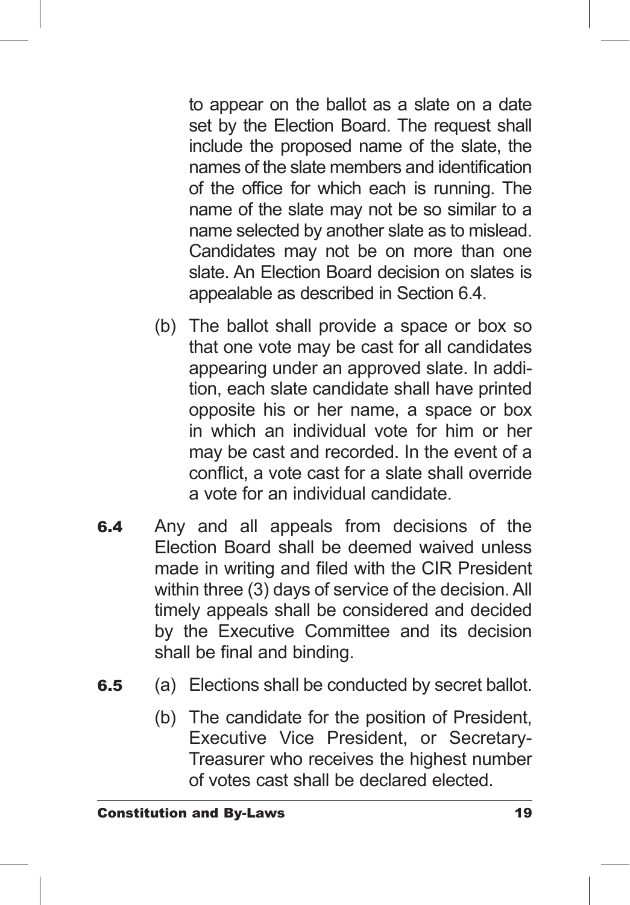to appear on the ballot as a slate on a date set by the Election Board. The request shall include the proposed name of the slate, the names of the slate members and identification of the office for which each is running. The name of the slate may not be so similar to a name selected by another slate as to mislead. Candidates may not be on more than one slate. An Election Board decision on slates is appealable as described in Section 6.4.

(b) The ballot shall provide a space or box so that one vote may be cast for all candidates appearing under an approved slate. In addition, each slate candidate shall have printed opposite his or her name, a space or box in which an individual vote for him or her may be cast and recorded. In the event of a conflict, a vote cast for a slate shall override a vote for an individual candidate.

**6.4** Any and all appeals from decisions of the Election Board shall be deemed waived unless made in writing and filed with the CIR President within three (3) days of service of the decision. All timely appeals shall be considered and decided by the Executive Committee and its decision shall be final and binding.

**6.5** (a) Elections shall be conducted by secret ballot.

(b) The candidate for the position of President, Executive Vice President, or Secretary-Treasurer who receives the highest number of votes cast shall be declared elected.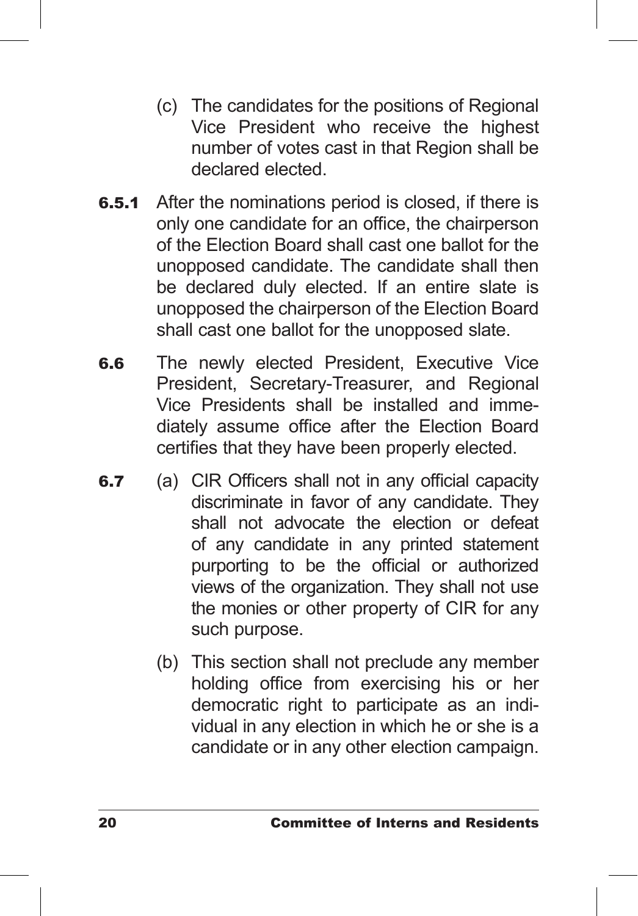(c) The candidates for the positions of Regional Vice President who receive the highest number of votes cast in that Region shall be declared elected.

**6.5.1** After the nominations period is closed, if there is only one candidate for an office, the chairperson of the Election Board shall cast one ballot for the unopposed candidate. The candidate shall then be declared duly elected. If an entire slate is unopposed the chairperson of the Election Board shall cast one ballot for the unopposed slate.

**6.6** The newly elected President, Executive Vice President, Secretary-Treasurer, and Regional Vice Presidents shall be installed and immediately assume office after the Election Board certifies that they have been properly elected.

**6.7** (a) CIR Officers shall not in any official capacity discriminate in favor of any candidate. They shall not advocate the election or defeat of any candidate in any printed statement purporting to be the official or authorized views of the organization. They shall not use the monies or other property of CIR for any such purpose.

(b) This section shall not preclude any member holding office from exercising his or her democratic right to participate as an individual in any election in which he or she is a candidate or in any other election campaign.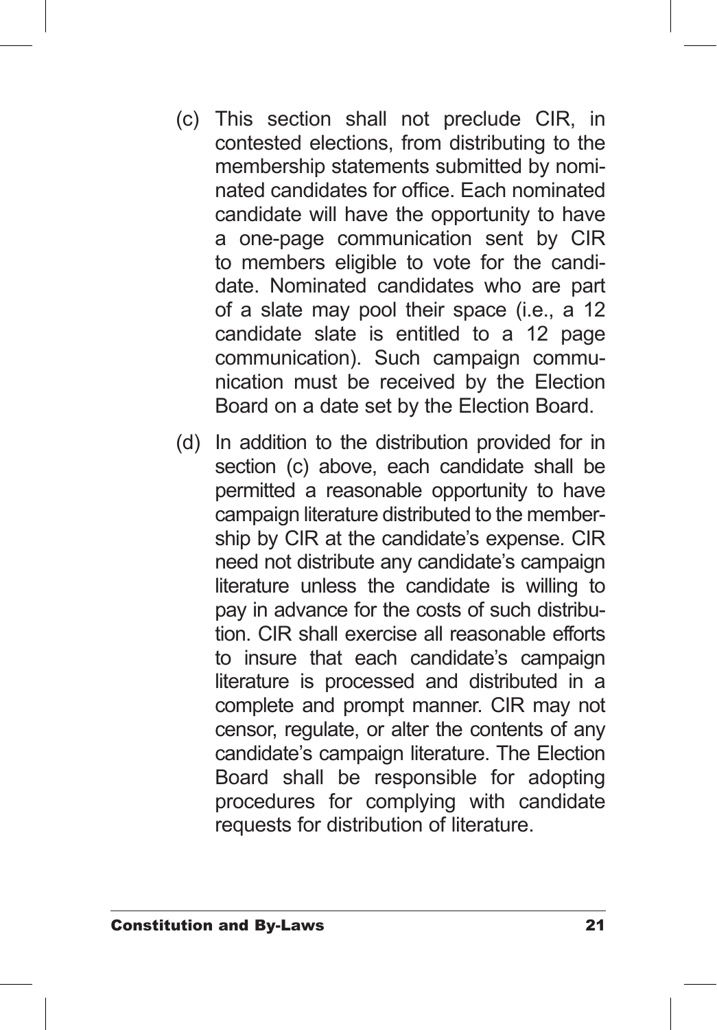(c) This section shall not preclude CIR, in contested elections, from distributing to the membership statements submitted by nominated candidates for office. Each nominated candidate will have the opportunity to have a one-page communication sent by CIR to members eligible to vote for the candidate. Nominated candidates who are part of a slate may pool their space (i.e., a 12 candidate slate is entitled to a 12 page communication). Such campaign communication must be received by the Election Board on a date set by the Election Board.

(d) In addition to the distribution provided for in section (c) above, each candidate shall be permitted a reasonable opportunity to have campaign literature distributed to the membership by CIR at the candidate's expense. CIR need not distribute any candidate's campaign literature unless the candidate is willing to pay in advance for the costs of such distribution. CIR shall exercise all reasonable efforts to insure that each candidate's campaign literature is processed and distributed in a complete and prompt manner. CIR may not censor, regulate, or alter the contents of any candidate's campaign literature. The Election Board shall be responsible for adopting procedures for complying with candidate requests for distribution of literature.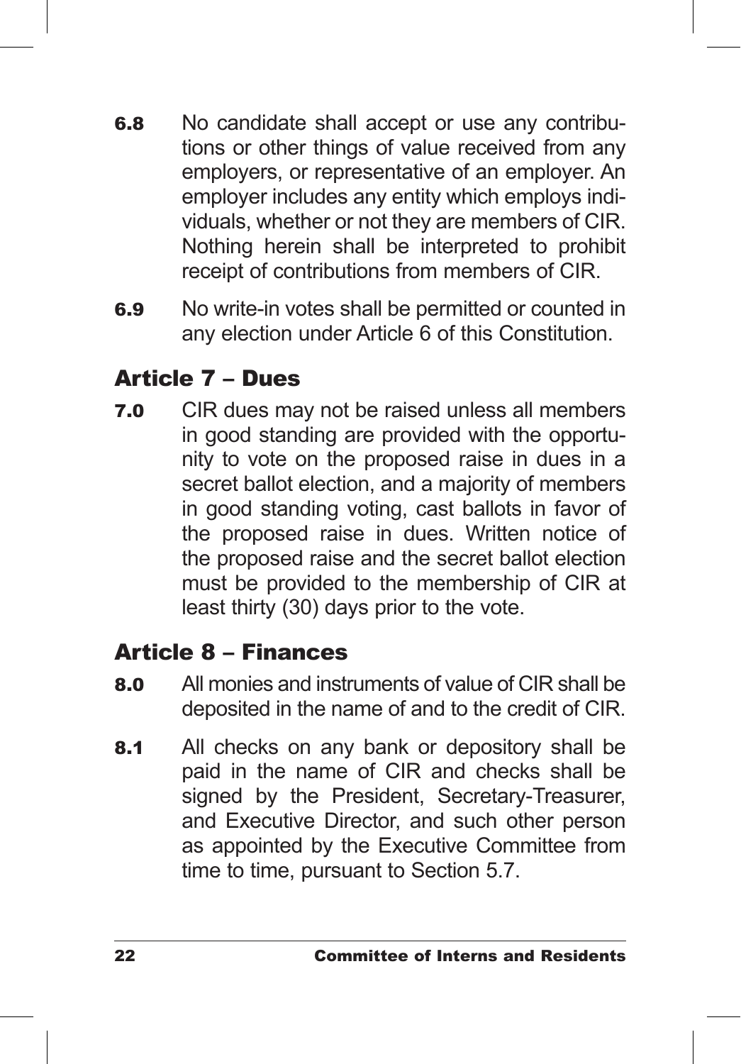**6.8** No candidate shall accept or use any contributions or other things of value received from any employers, or representative of an employer. An employer includes any entity which employs individuals, whether or not they are members of CIR. Nothing herein shall be interpreted to prohibit receipt of contributions from members of CIR.

**6.9** No write-in votes shall be permitted or counted in any election under Article 6 of this Constitution.

## Article 7 – Dues

**7.0** CIR dues may not be raised unless all members in good standing are provided with the opportunity to vote on the proposed raise in dues in a secret ballot election, and a majority of members in good standing voting, cast ballots in favor of the proposed raise in dues. Written notice of the proposed raise and the secret ballot election must be provided to the membership of CIR at least thirty (30) days prior to the vote.

## Article 8 – Finances

**8.0** All monies and instruments of value of CIR shall be deposited in the name of and to the credit of CIR.

**8.1** All checks on any bank or depository shall be paid in the name of CIR and checks shall be signed by the President, Secretary-Treasurer, and Executive Director, and such other person as appointed by the Executive Committee from time to time, pursuant to Section 5.7.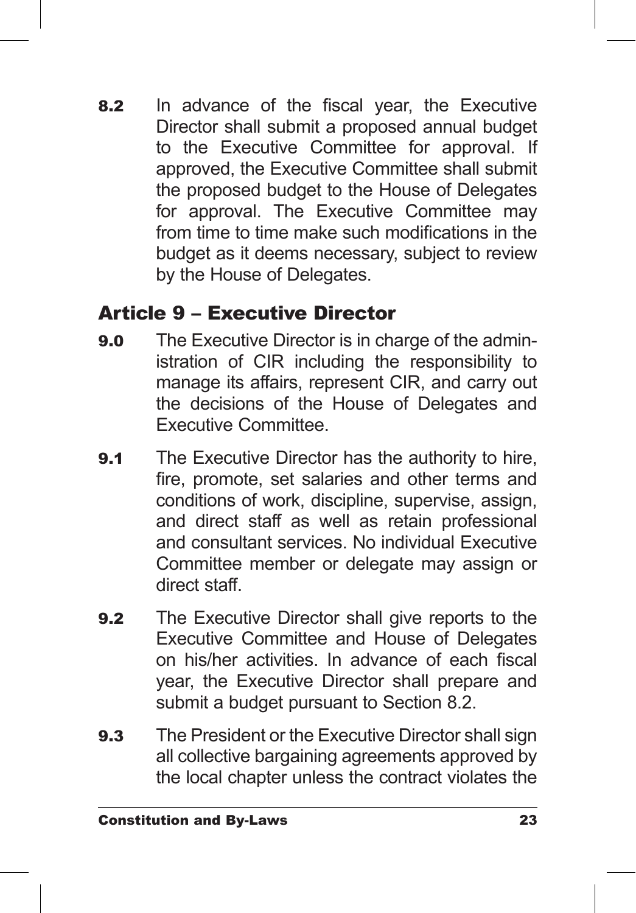**8.2** In advance of the fiscal year, the Executive Director shall submit a proposed annual budget to the Executive Committee for approval. If approved, the Executive Committee shall submit the proposed budget to the House of Delegates for approval. The Executive Committee may from time to time make such modifications in the budget as it deems necessary, subject to review by the House of Delegates.

## Article 9 – Executive Director

**9.0** The Executive Director is in charge of the administration of CIR including the responsibility to manage its affairs, represent CIR, and carry out the decisions of the House of Delegates and Executive Committee.

**9.1** The Executive Director has the authority to hire, fire, promote, set salaries and other terms and conditions of work, discipline, supervise, assign, and direct staff as well as retain professional and consultant services. No individual Executive Committee member or delegate may assign or direct staff.

**9.2** The Executive Director shall give reports to the Executive Committee and House of Delegates on his/her activities. In advance of each fiscal year, the Executive Director shall prepare and submit a budget pursuant to Section 8.2.

**9.3** The President or the Executive Director shall sign all collective bargaining agreements approved by the local chapter unless the contract violates the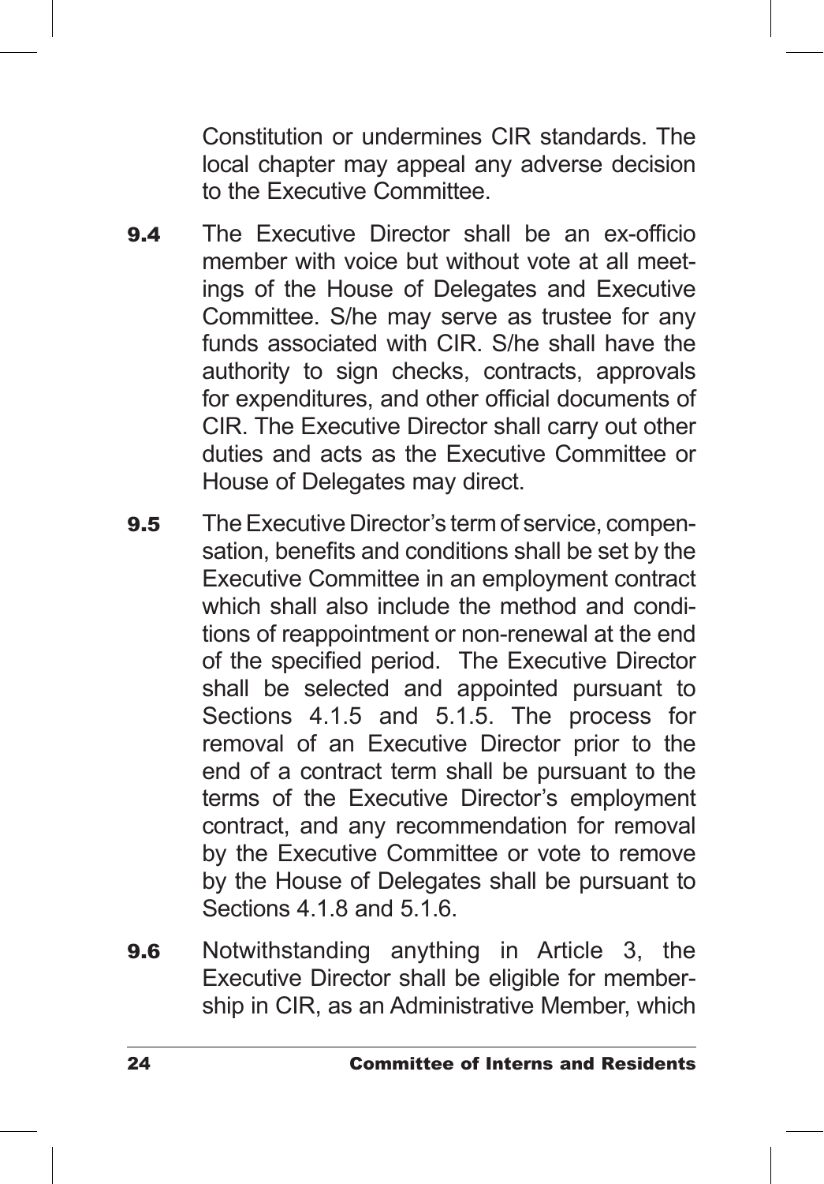Constitution or undermines CIR standards. The local chapter may appeal any adverse decision to the Executive Committee.

**9.4** The Executive Director shall be an ex-officio member with voice but without vote at all meetings of the House of Delegates and Executive Committee. S/he may serve as trustee for any funds associated with CIR. S/he shall have the authority to sign checks, contracts, approvals for expenditures, and other official documents of CIR. The Executive Director shall carry out other duties and acts as the Executive Committee or House of Delegates may direct.

**9.5** The Executive Director's term of service, compensation, benefits and conditions shall be set by the Executive Committee in an employment contract which shall also include the method and conditions of reappointment or non-renewal at the end of the specified period. The Executive Director shall be selected and appointed pursuant to Sections 4.1.5 and 5.1.5. The process for removal of an Executive Director prior to the end of a contract term shall be pursuant to the terms of the Executive Director's employment contract, and any recommendation for removal by the Executive Committee or vote to remove by the House of Delegates shall be pursuant to Sections 4.1.8 and 5.1.6.

**9.6** Notwithstanding anything in Article 3, the Executive Director shall be eligible for membership in CIR, as an Administrative Member, which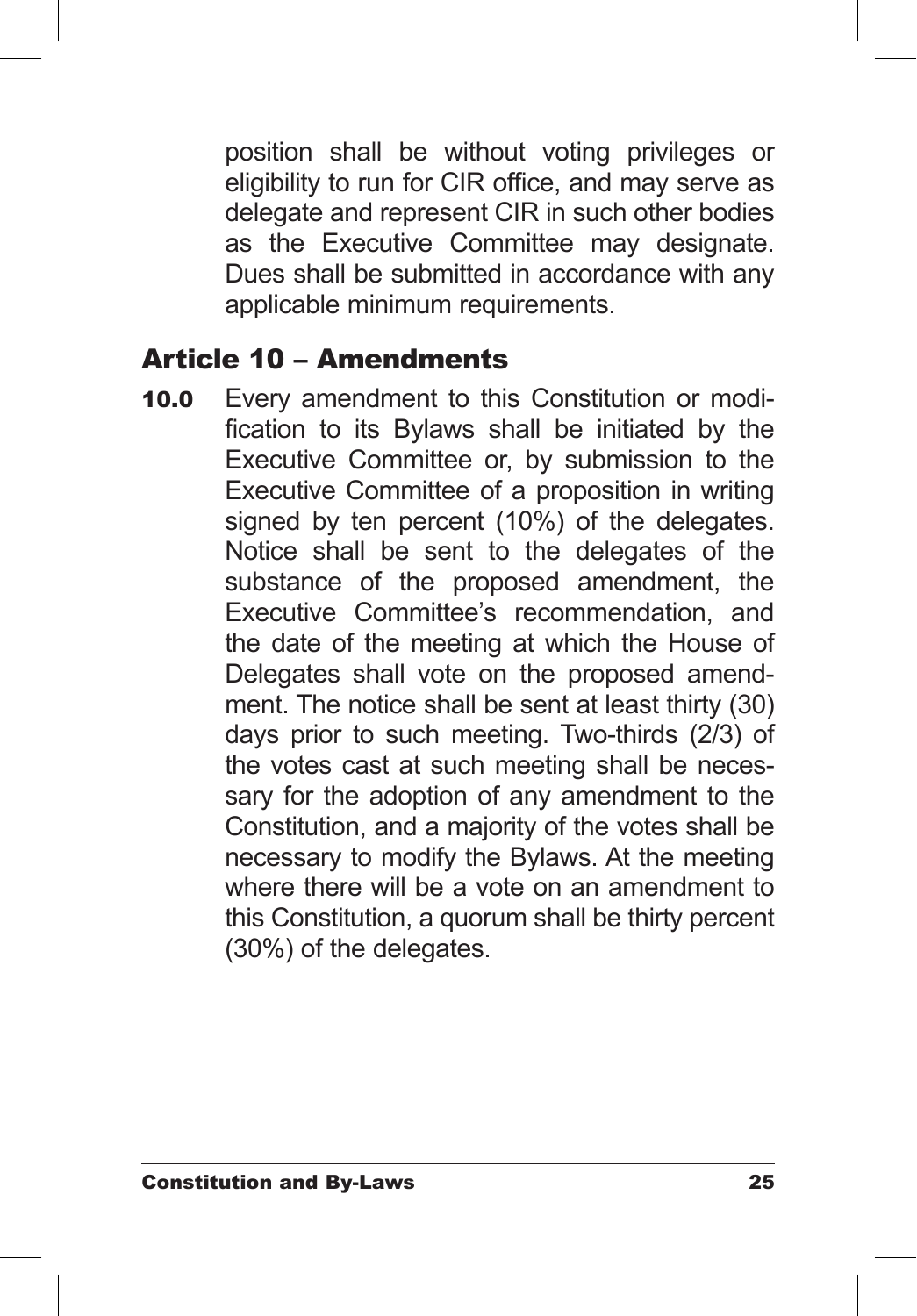position shall be without voting privileges or eligibility to run for CIR office, and may serve as delegate and represent CIR in such other bodies as the Executive Committee may designate. Dues shall be submitted in accordance with any applicable minimum requirements.

## Article 10 – Amendments

**10.0** Every amendment to this Constitution or modification to its Bylaws shall be initiated by the Executive Committee or, by submission to the Executive Committee of a proposition in writing signed by ten percent (10%) of the delegates. Notice shall be sent to the delegates of the substance of the proposed amendment, the Executive Committee's recommendation, and the date of the meeting at which the House of Delegates shall vote on the proposed amendment. The notice shall be sent at least thirty (30) days prior to such meeting. Two-thirds (2/3) of the votes cast at such meeting shall be necessary for the adoption of any amendment to the Constitution, and a majority of the votes shall be necessary to modify the Bylaws. At the meeting where there will be a vote on an amendment to this Constitution, a quorum shall be thirty percent (30%) of the delegates.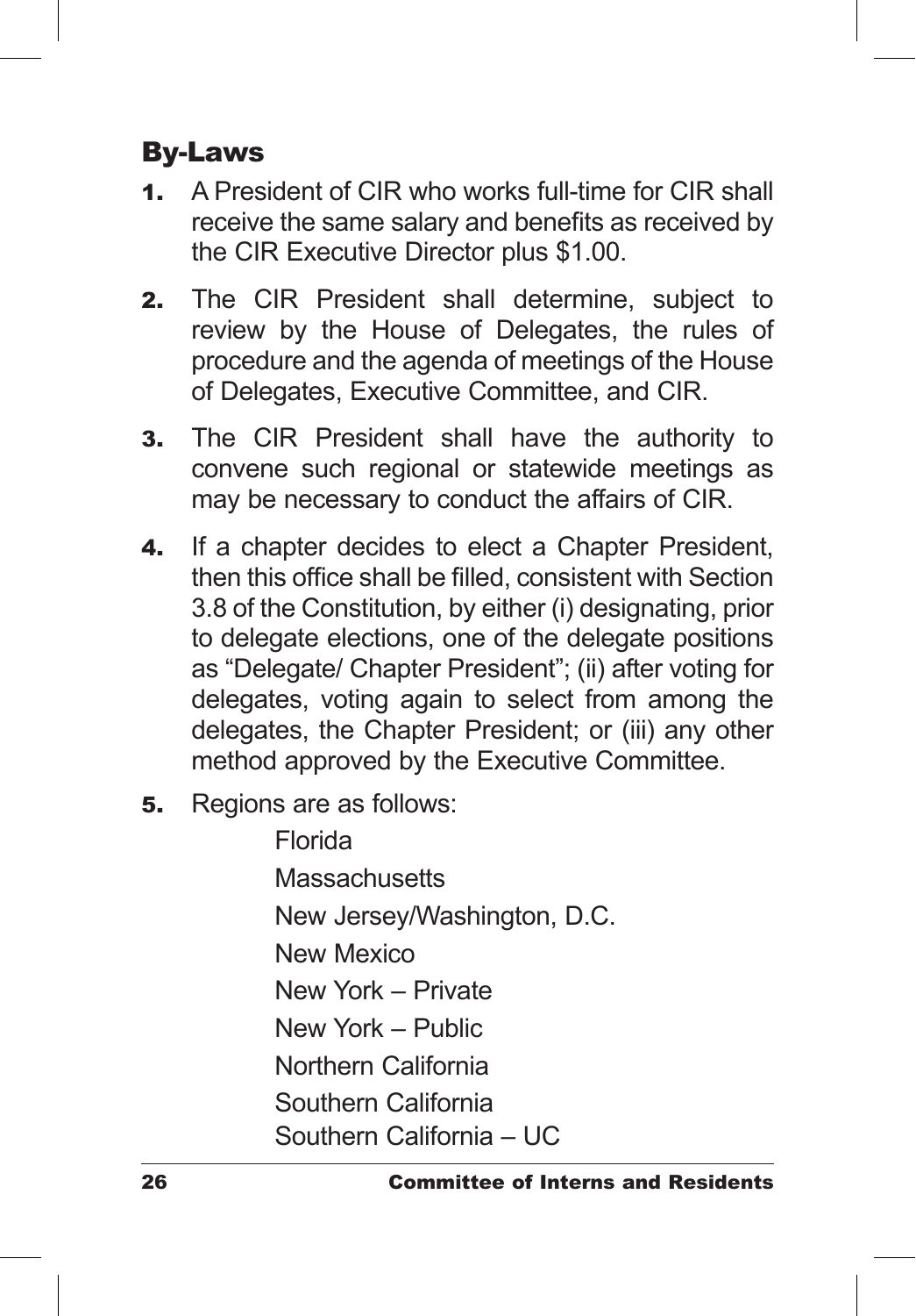## By-Laws

1. A President of CIR who works full-time for CIR shall receive the same salary and benefits as received by the CIR Executive Director plus $1.00.

2. The CIR President shall determine, subject to review by the House of Delegates, the rules of procedure and the agenda of meetings of the House of Delegates, Executive Committee, and CIR.

3. The CIR President shall have the authority to convene such regional or statewide meetings as may be necessary to conduct the affairs of CIR.

4. If a chapter decides to elect a Chapter President, then this office shall be filled, consistent with Section 3.8 of the Constitution, by either (i) designating, prior to delegate elections, one of the delegate positions as "Delegate/ Chapter President"; (ii) after voting for delegates, voting again to select from among the delegates, the Chapter President; or (iii) any other method approved by the Executive Committee.

5. Regions are as follows:

   Florida
   Massachusetts
   New Jersey/Washington, D.C.
   New Mexico
   New York – Private
   New York – Public
   Northern California
   Southern California
   Southern California – UC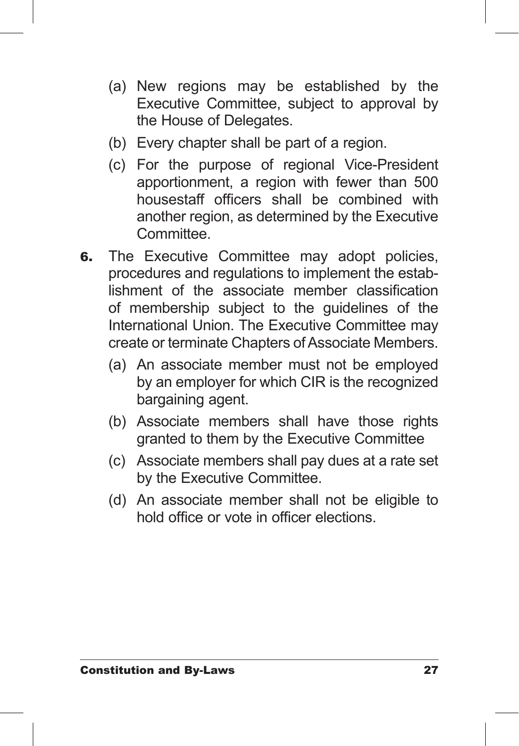(a) New regions may be established by the Executive Committee, subject to approval by the House of Delegates.

(b) Every chapter shall be part of a region.

(c) For the purpose of regional Vice-President apportionment, a region with fewer than 500 housestaff officers shall be combined with another region, as determined by the Executive Committee.

**6.** The Executive Committee may adopt policies, procedures and regulations to implement the establishment of the associate member classification of membership subject to the guidelines of the International Union. The Executive Committee may create or terminate Chapters of Associate Members.

(a) An associate member must not be employed by an employer for which CIR is the recognized bargaining agent.

(b) Associate members shall have those rights granted to them by the Executive Committee

(c) Associate members shall pay dues at a rate set by the Executive Committee.

(d) An associate member shall not be eligible to hold office or vote in officer elections.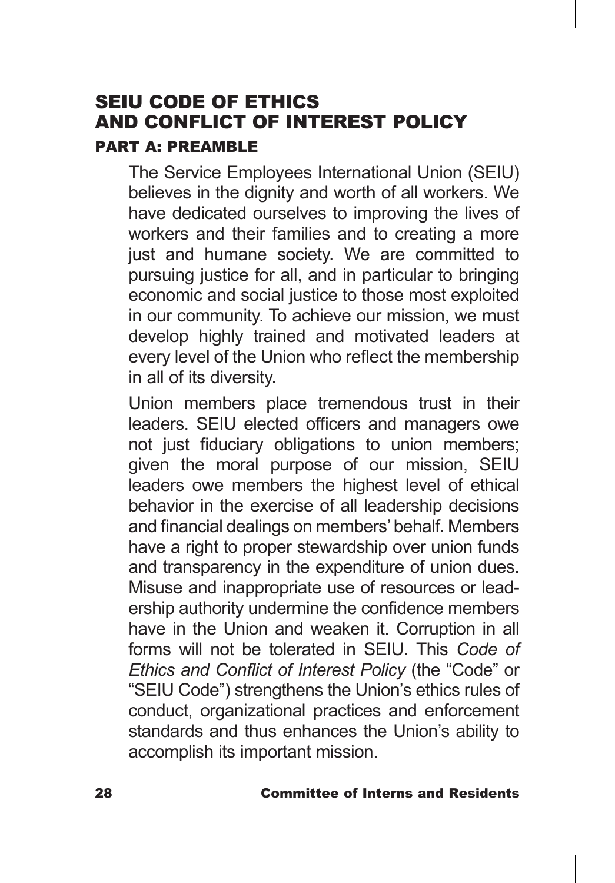# SEIU CODE OF ETHICS AND CONFLICT OF INTEREST POLICY

## PART A: PREAMBLE

The Service Employees International Union (SEIU) believes in the dignity and worth of all workers. We have dedicated ourselves to improving the lives of workers and their families and to creating a more just and humane society. We are committed to pursuing justice for all, and in particular to bringing economic and social justice to those most exploited in our community. To achieve our mission, we must develop highly trained and motivated leaders at every level of the Union who reflect the membership in all of its diversity.

Union members place tremendous trust in their leaders. SEIU elected officers and managers owe not just fiduciary obligations to union members; given the moral purpose of our mission, SEIU leaders owe members the highest level of ethical behavior in the exercise of all leadership decisions and financial dealings on members' behalf. Members have a right to proper stewardship over union funds and transparency in the expenditure of union dues. Misuse and inappropriate use of resources or leadership authority undermine the confidence members have in the Union and weaken it. Corruption in all forms will not be tolerated in SEIU. This *Code of Ethics and Conflict of Interest Policy* (the "Code" or "SEIU Code") strengthens the Union's ethics rules of conduct, organizational practices and enforcement standards and thus enhances the Union's ability to accomplish its important mission.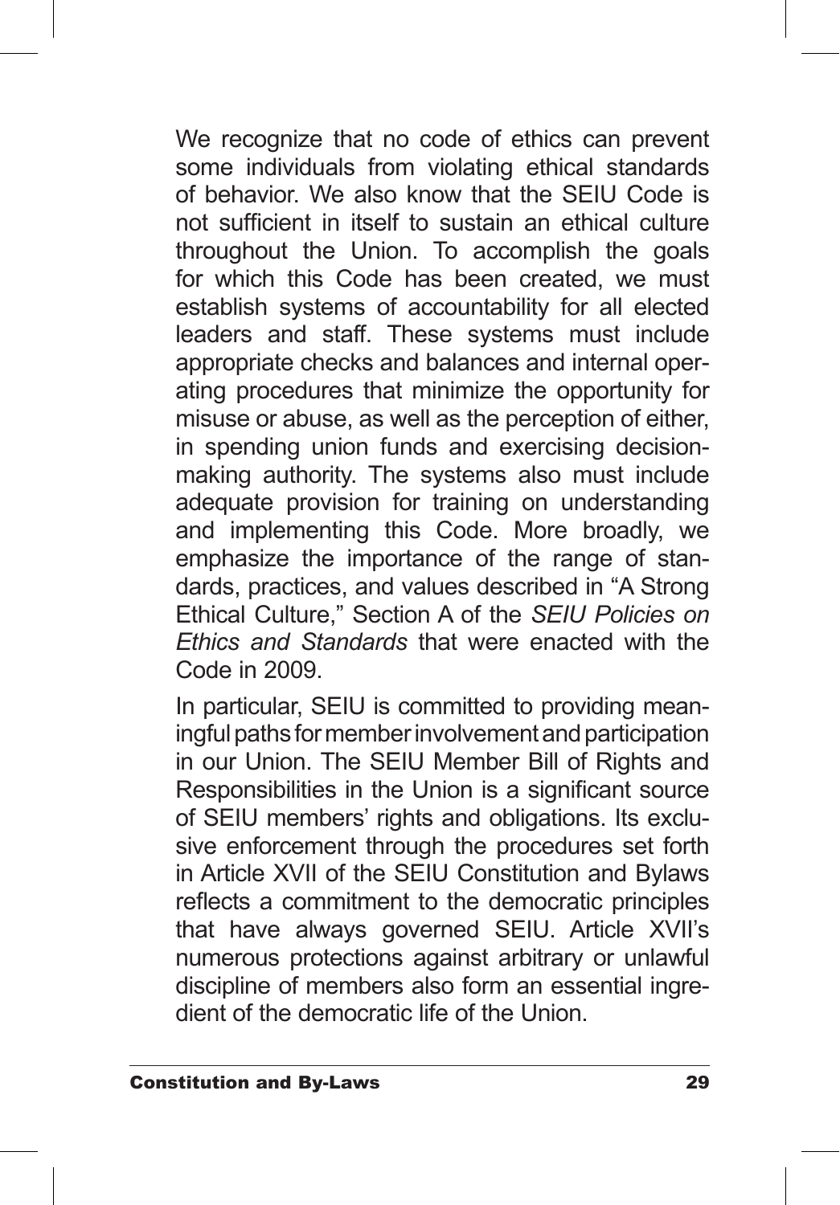We recognize that no code of ethics can prevent some individuals from violating ethical standards of behavior. We also know that the SEIU Code is not sufficient in itself to sustain an ethical culture throughout the Union. To accomplish the goals for which this Code has been created, we must establish systems of accountability for all elected leaders and staff. These systems must include appropriate checks and balances and internal operating procedures that minimize the opportunity for misuse or abuse, as well as the perception of either, in spending union funds and exercising decision-making authority. The systems also must include adequate provision for training on understanding and implementing this Code. More broadly, we emphasize the importance of the range of standards, practices, and values described in "A Strong Ethical Culture," Section A of the *SEIU Policies on Ethics and Standards* that were enacted with the Code in 2009.

In particular, SEIU is committed to providing meaningful paths for member involvement and participation in our Union. The SEIU Member Bill of Rights and Responsibilities in the Union is a significant source of SEIU members' rights and obligations. Its exclusive enforcement through the procedures set forth in Article XVII of the SEIU Constitution and Bylaws reflects a commitment to the democratic principles that have always governed SEIU. Article XVII's numerous protections against arbitrary or unlawful discipline of members also form an essential ingredient of the democratic life of the Union.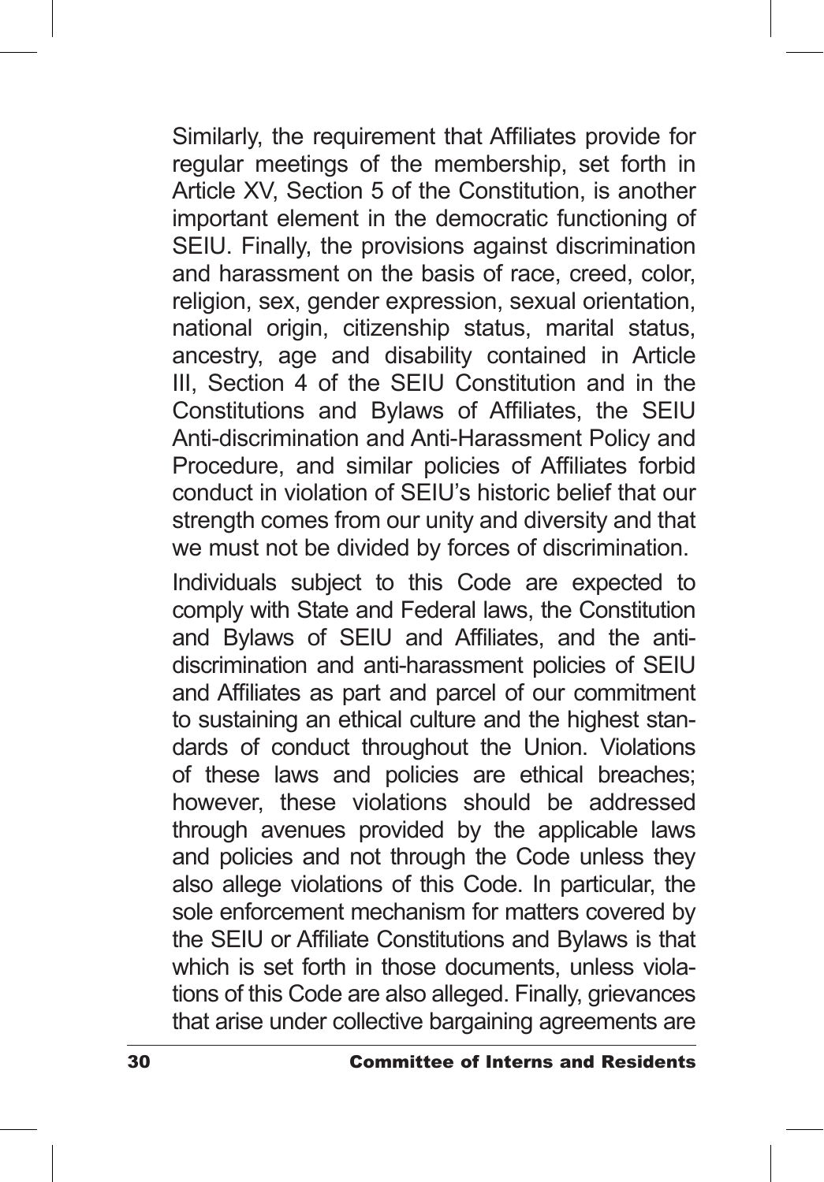Similarly, the requirement that Affiliates provide for regular meetings of the membership, set forth in Article XV, Section 5 of the Constitution, is another important element in the democratic functioning of SEIU. Finally, the provisions against discrimination and harassment on the basis of race, creed, color, religion, sex, gender expression, sexual orientation, national origin, citizenship status, marital status, ancestry, age and disability contained in Article III, Section 4 of the SEIU Constitution and in the Constitutions and Bylaws of Affiliates, the SEIU Anti-discrimination and Anti-Harassment Policy and Procedure, and similar policies of Affiliates forbid conduct in violation of SEIU's historic belief that our strength comes from our unity and diversity and that we must not be divided by forces of discrimination.

Individuals subject to this Code are expected to comply with State and Federal laws, the Constitution and Bylaws of SEIU and Affiliates, and the anti-discrimination and anti-harassment policies of SEIU and Affiliates as part and parcel of our commitment to sustaining an ethical culture and the highest standards of conduct throughout the Union. Violations of these laws and policies are ethical breaches; however, these violations should be addressed through avenues provided by the applicable laws and policies and not through the Code unless they also allege violations of this Code. In particular, the sole enforcement mechanism for matters covered by the SEIU or Affiliate Constitutions and Bylaws is that which is set forth in those documents, unless violations of this Code are also alleged. Finally, grievances that arise under collective bargaining agreements are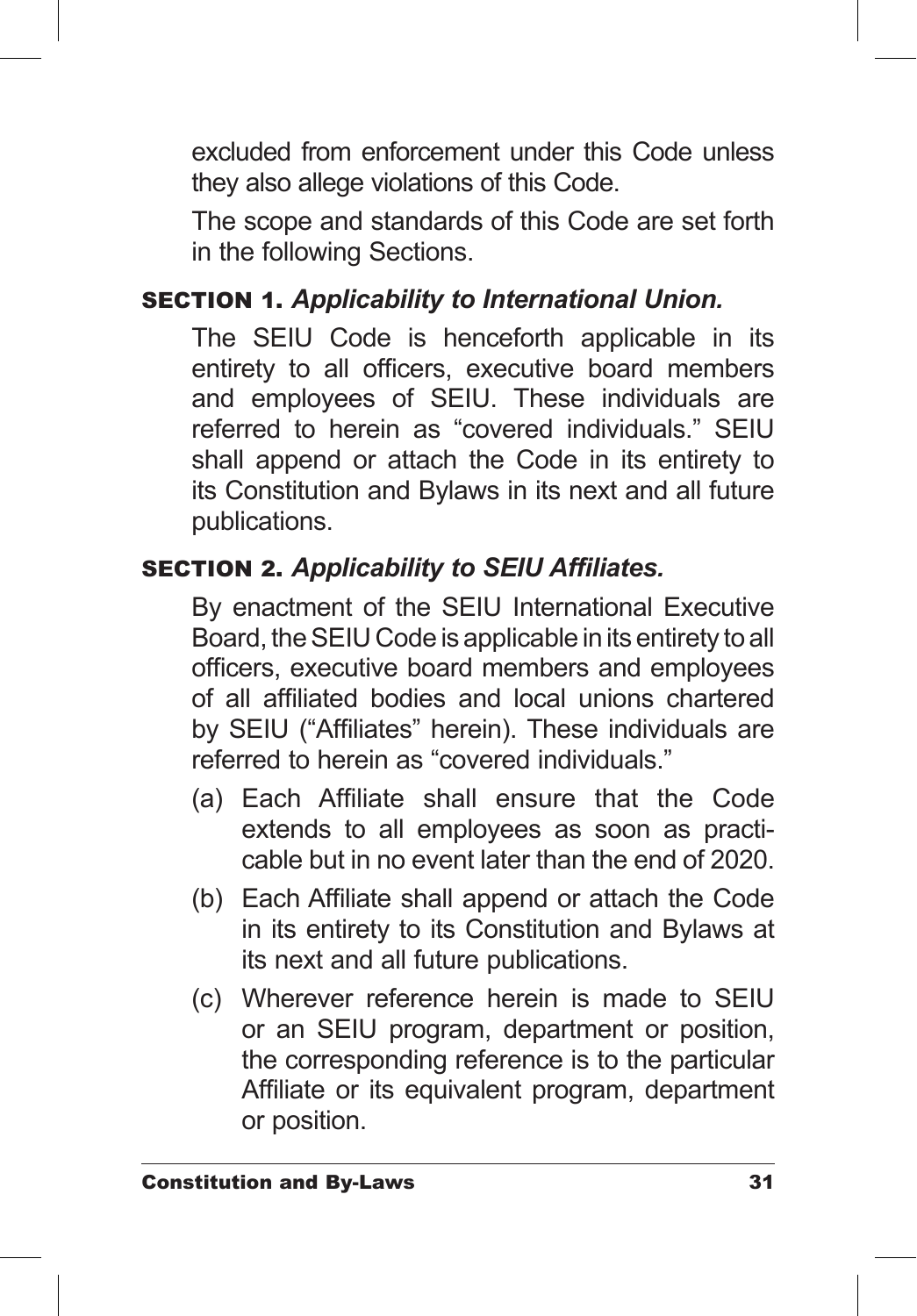excluded from enforcement under this Code unless they also allege violations of this Code.

The scope and standards of this Code are set forth in the following Sections.

### SECTION 1. *Applicability to International Union.*

The SEIU Code is henceforth applicable in its entirety to all officers, executive board members and employees of SEIU. These individuals are referred to herein as "covered individuals." SEIU shall append or attach the Code in its entirety to its Constitution and Bylaws in its next and all future publications.

### SECTION 2. *Applicability to SEIU Affiliates.*

By enactment of the SEIU International Executive Board, the SEIU Code is applicable in its entirety to all officers, executive board members and employees of all affiliated bodies and local unions chartered by SEIU ("Affiliates" herein). These individuals are referred to herein as "covered individuals."

(a) Each Affiliate shall ensure that the Code extends to all employees as soon as practicable but in no event later than the end of 2020.

(b) Each Affiliate shall append or attach the Code in its entirety to its Constitution and Bylaws at its next and all future publications.

(c) Wherever reference herein is made to SEIU or an SEIU program, department or position, the corresponding reference is to the particular Affiliate or its equivalent program, department or position.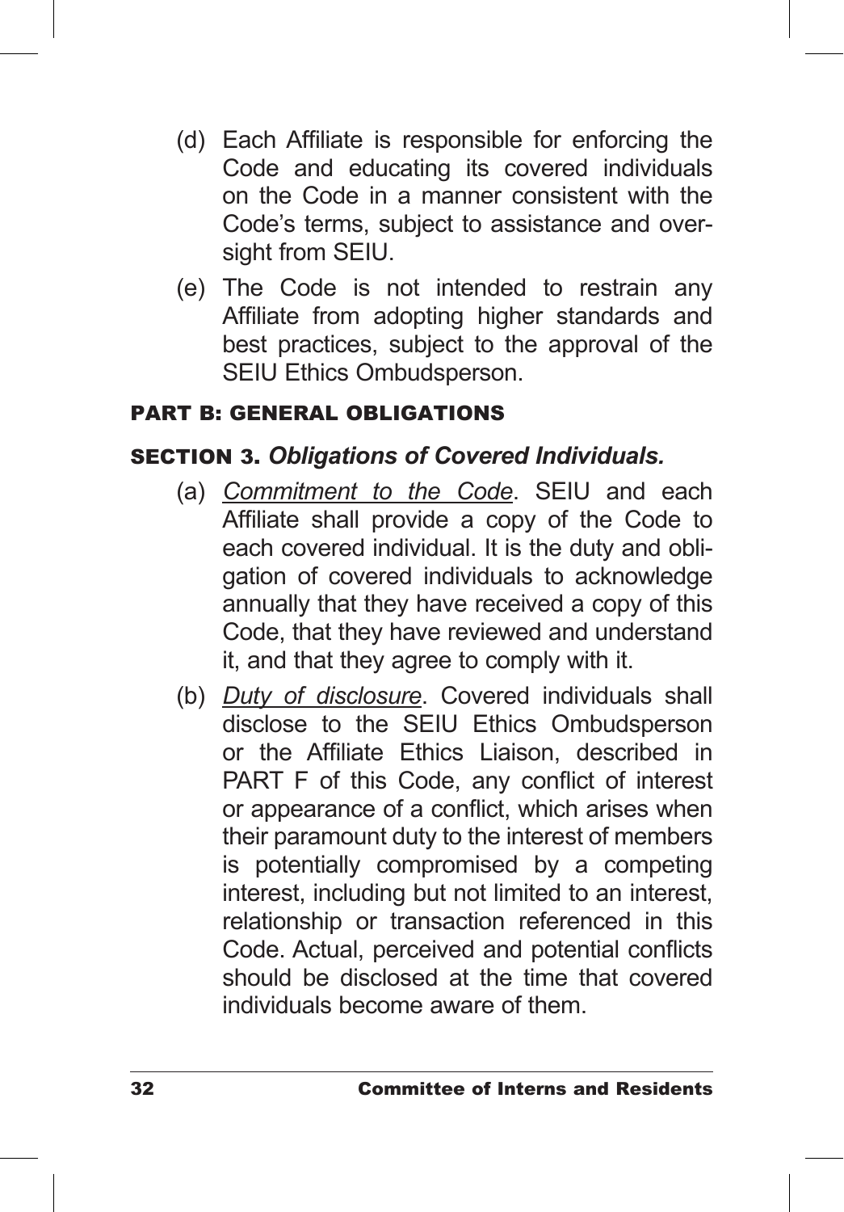(d) Each Affiliate is responsible for enforcing the Code and educating its covered individuals on the Code in a manner consistent with the Code's terms, subject to assistance and oversight from SEIU.

(e) The Code is not intended to restrain any Affiliate from adopting higher standards and best practices, subject to the approval of the SEIU Ethics Ombudsperson.

## PART B: GENERAL OBLIGATIONS

### SECTION 3. *Obligations of Covered Individuals.*

(a) *Commitment to the Code*. SEIU and each Affiliate shall provide a copy of the Code to each covered individual. It is the duty and obligation of covered individuals to acknowledge annually that they have received a copy of this Code, that they have reviewed and understand it, and that they agree to comply with it.

(b) *Duty of disclosure*. Covered individuals shall disclose to the SEIU Ethics Ombudsperson or the Affiliate Ethics Liaison, described in PART F of this Code, any conflict of interest or appearance of a conflict, which arises when their paramount duty to the interest of members is potentially compromised by a competing interest, including but not limited to an interest, relationship or transaction referenced in this Code. Actual, perceived and potential conflicts should be disclosed at the time that covered individuals become aware of them.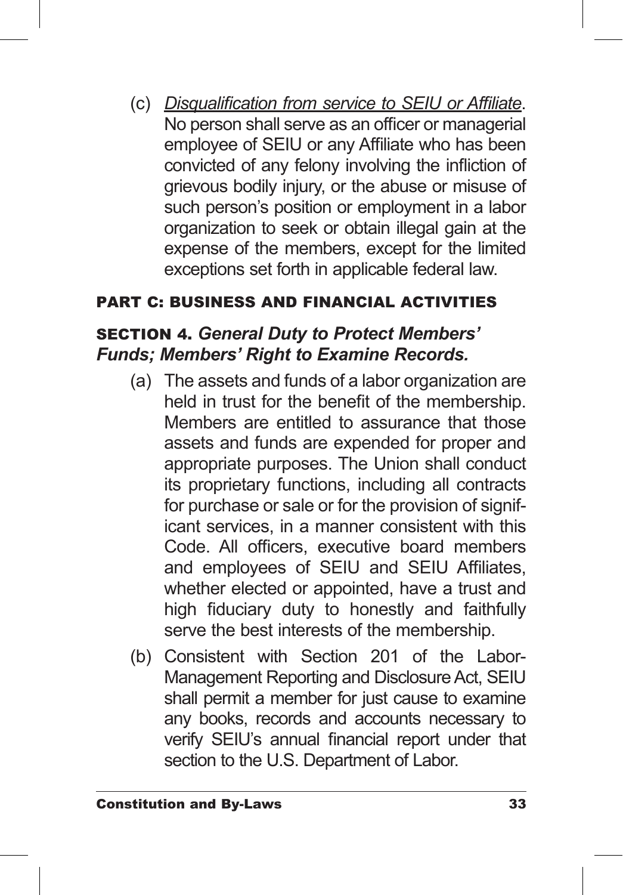(c) *Disqualification from service to SEIU or Affiliate*. No person shall serve as an officer or managerial employee of SEIU or any Affiliate who has been convicted of any felony involving the infliction of grievous bodily injury, or the abuse or misuse of such person's position or employment in a labor organization to seek or obtain illegal gain at the expense of the members, except for the limited exceptions set forth in applicable federal law.

## PART C: BUSINESS AND FINANCIAL ACTIVITIES

### SECTION 4. *General Duty to Protect Members' Funds; Members' Right to Examine Records.*

(a) The assets and funds of a labor organization are held in trust for the benefit of the membership. Members are entitled to assurance that those assets and funds are expended for proper and appropriate purposes. The Union shall conduct its proprietary functions, including all contracts for purchase or sale or for the provision of significant services, in a manner consistent with this Code. All officers, executive board members and employees of SEIU and SEIU Affiliates, whether elected or appointed, have a trust and high fiduciary duty to honestly and faithfully serve the best interests of the membership.

(b) Consistent with Section 201 of the Labor-Management Reporting and Disclosure Act, SEIU shall permit a member for just cause to examine any books, records and accounts necessary to verify SEIU's annual financial report under that section to the U.S. Department of Labor.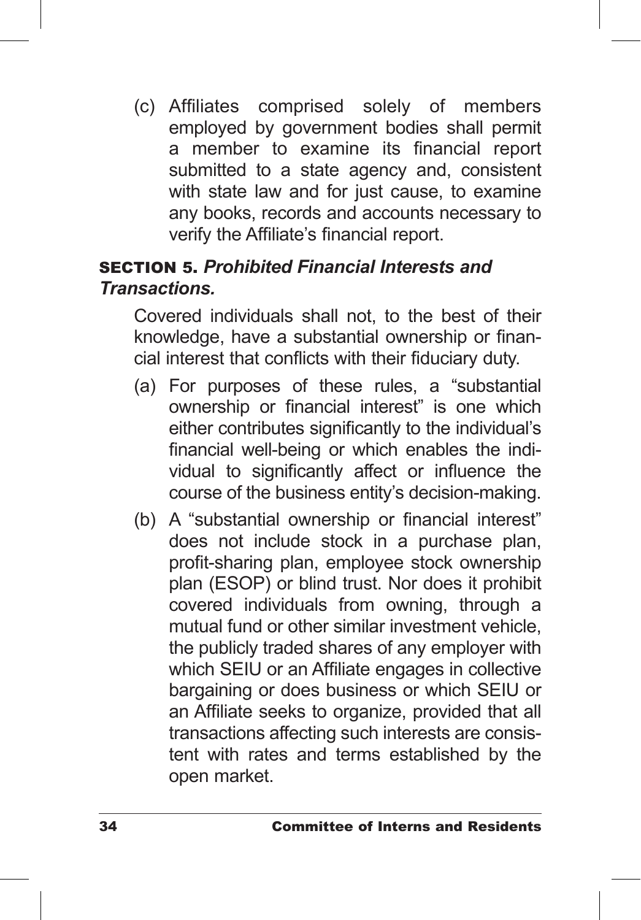(c) Affiliates comprised solely of members employed by government bodies shall permit a member to examine its financial report submitted to a state agency and, consistent with state law and for just cause, to examine any books, records and accounts necessary to verify the Affiliate's financial report.

### SECTION 5. *Prohibited Financial Interests and Transactions.*

Covered individuals shall not, to the best of their knowledge, have a substantial ownership or financial interest that conflicts with their fiduciary duty.

(a) For purposes of these rules, a "substantial ownership or financial interest" is one which either contributes significantly to the individual's financial well-being or which enables the individual to significantly affect or influence the course of the business entity's decision-making.

(b) A "substantial ownership or financial interest" does not include stock in a purchase plan, profit-sharing plan, employee stock ownership plan (ESOP) or blind trust. Nor does it prohibit covered individuals from owning, through a mutual fund or other similar investment vehicle, the publicly traded shares of any employer with which SEIU or an Affiliate engages in collective bargaining or does business or which SEIU or an Affiliate seeks to organize, provided that all transactions affecting such interests are consistent with rates and terms established by the open market.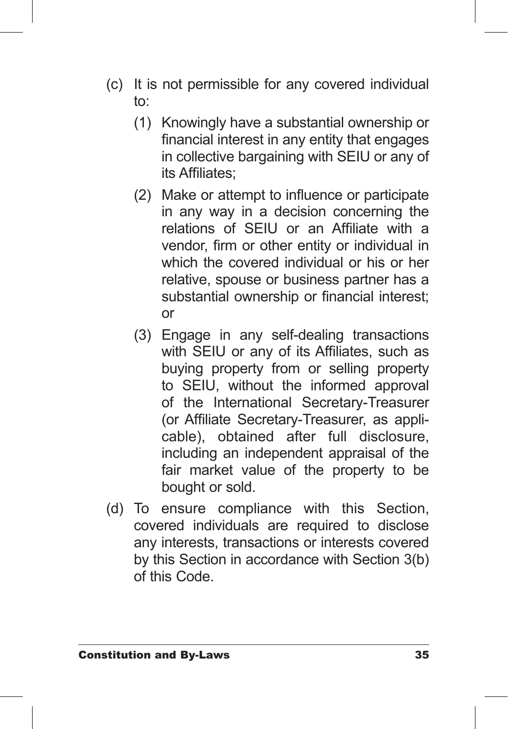(c) It is not permissible for any covered individual to:

   (1) Knowingly have a substantial ownership or financial interest in any entity that engages in collective bargaining with SEIU or any of its Affiliates;

   (2) Make or attempt to influence or participate in any way in a decision concerning the relations of SEIU or an Affiliate with a vendor, firm or other entity or individual in which the covered individual or his or her relative, spouse or business partner has a substantial ownership or financial interest; or

   (3) Engage in any self-dealing transactions with SEIU or any of its Affiliates, such as buying property from or selling property to SEIU, without the informed approval of the International Secretary-Treasurer (or Affiliate Secretary-Treasurer, as applicable), obtained after full disclosure, including an independent appraisal of the fair market value of the property to be bought or sold.

(d) To ensure compliance with this Section, covered individuals are required to disclose any interests, transactions or interests covered by this Section in accordance with Section 3(b) of this Code.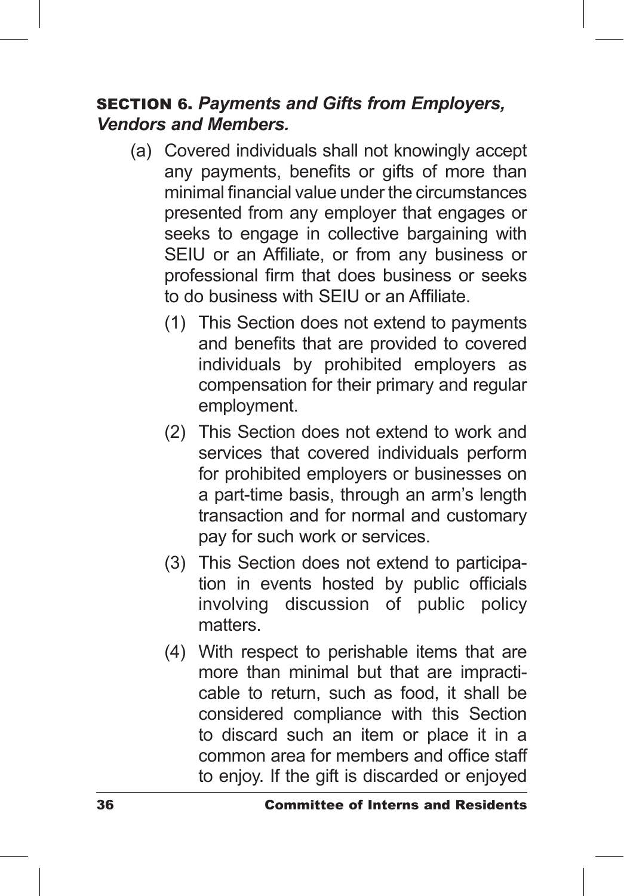**SECTION 6.** ***Payments and Gifts from Employers, Vendors and Members.***

(a) Covered individuals shall not knowingly accept any payments, benefits or gifts of more than minimal financial value under the circumstances presented from any employer that engages or seeks to engage in collective bargaining with SEIU or an Affiliate, or from any business or professional firm that does business or seeks to do business with SEIU or an Affiliate.

(1) This Section does not extend to payments and benefits that are provided to covered individuals by prohibited employers as compensation for their primary and regular employment.

(2) This Section does not extend to work and services that covered individuals perform for prohibited employers or businesses on a part-time basis, through an arm's length transaction and for normal and customary pay for such work or services.

(3) This Section does not extend to participation in events hosted by public officials involving discussion of public policy matters.

(4) With respect to perishable items that are more than minimal but that are impracticable to return, such as food, it shall be considered compliance with this Section to discard such an item or place it in a common area for members and office staff to enjoy. If the gift is discarded or enjoyed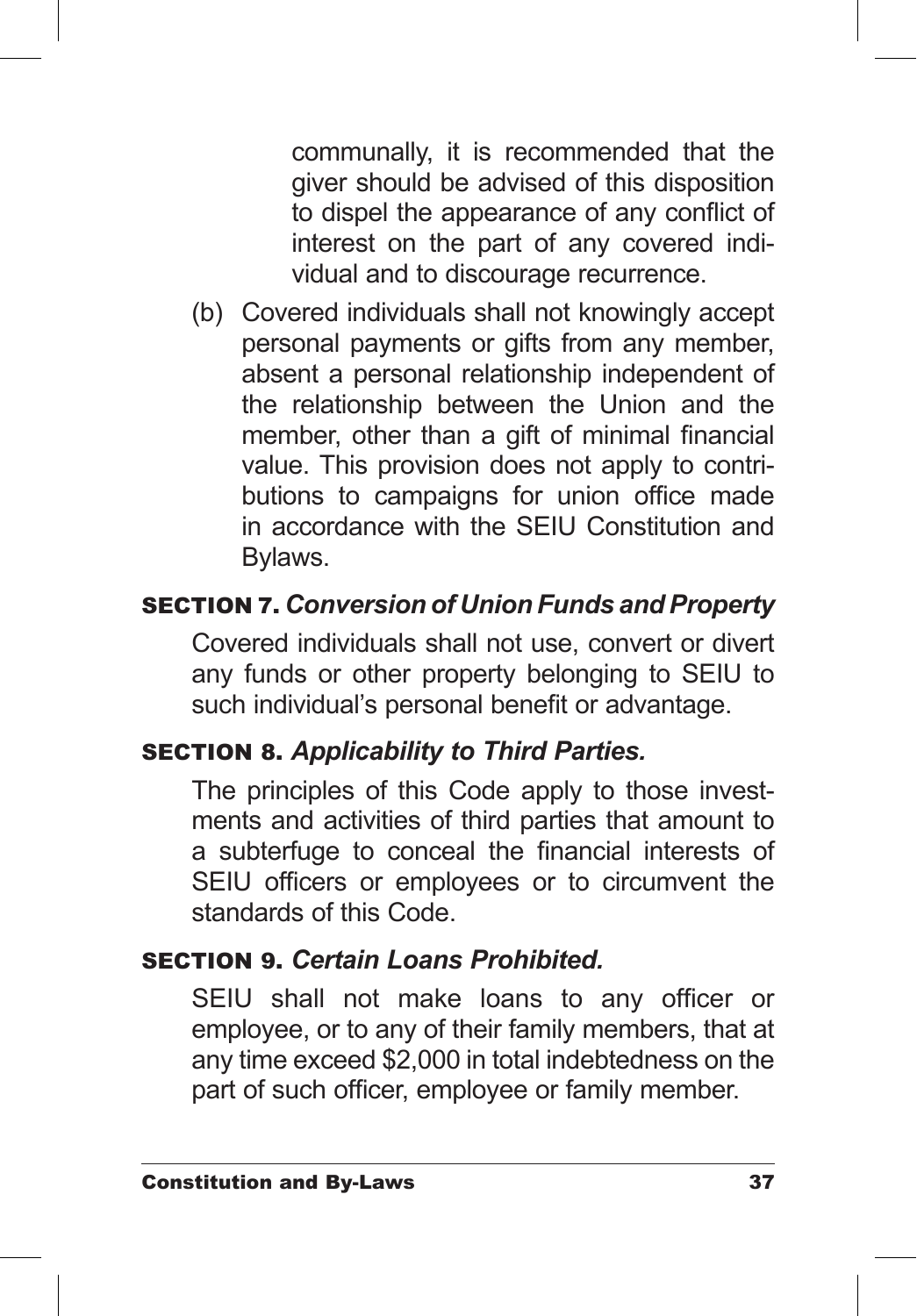communally, it is recommended that the giver should be advised of this disposition to dispel the appearance of any conflict of interest on the part of any covered individual and to discourage recurrence.

(b) Covered individuals shall not knowingly accept personal payments or gifts from any member, absent a personal relationship independent of the relationship between the Union and the member, other than a gift of minimal financial value. This provision does not apply to contributions to campaigns for union office made in accordance with the SEIU Constitution and Bylaws.

### SECTION 7. *Conversion of Union Funds and Property*

Covered individuals shall not use, convert or divert any funds or other property belonging to SEIU to such individual's personal benefit or advantage.

### SECTION 8. *Applicability to Third Parties.*

The principles of this Code apply to those investments and activities of third parties that amount to a subterfuge to conceal the financial interests of SEIU officers or employees or to circumvent the standards of this Code.

### SECTION 9. *Certain Loans Prohibited.*

SEIU shall not make loans to any officer or employee, or to any of their family members, that at any time exceed $2,000 in total indebtedness on the part of such officer, employee or family member.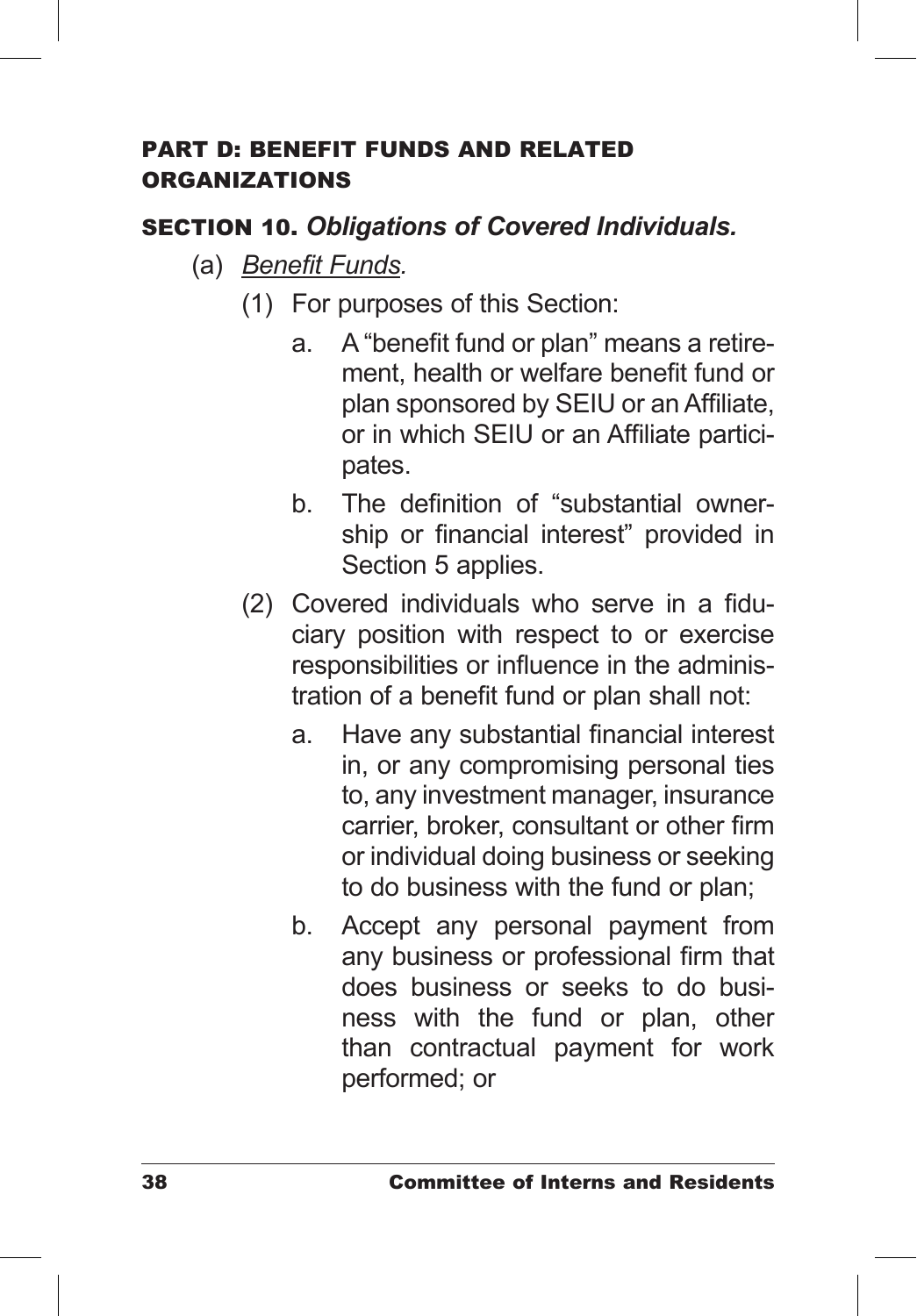## PART D: BENEFIT FUNDS AND RELATED ORGANIZATIONS

### SECTION 10. *Obligations of Covered Individuals.*

(a) *Benefit Funds.*

(1) For purposes of this Section:

a. A "benefit fund or plan" means a retirement, health or welfare benefit fund or plan sponsored by SEIU or an Affiliate, or in which SEIU or an Affiliate participates.

b. The definition of "substantial ownership or financial interest" provided in Section 5 applies.

(2) Covered individuals who serve in a fiduciary position with respect to or exercise responsibilities or influence in the administration of a benefit fund or plan shall not:

a. Have any substantial financial interest in, or any compromising personal ties to, any investment manager, insurance carrier, broker, consultant or other firm or individual doing business or seeking to do business with the fund or plan;

b. Accept any personal payment from any business or professional firm that does business or seeks to do business with the fund or plan, other than contractual payment for work performed; or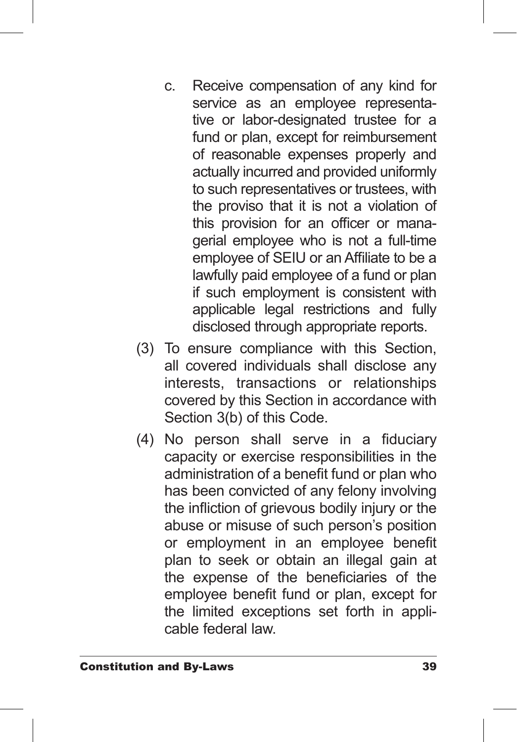c. Receive compensation of any kind for service as an employee representative or labor-designated trustee for a fund or plan, except for reimbursement of reasonable expenses properly and actually incurred and provided uniformly to such representatives or trustees, with the proviso that it is not a violation of this provision for an officer or managerial employee who is not a full-time employee of SEIU or an Affiliate to be a lawfully paid employee of a fund or plan if such employment is consistent with applicable legal restrictions and fully disclosed through appropriate reports.

(3) To ensure compliance with this Section, all covered individuals shall disclose any interests, transactions or relationships covered by this Section in accordance with Section 3(b) of this Code.

(4) No person shall serve in a fiduciary capacity or exercise responsibilities in the administration of a benefit fund or plan who has been convicted of any felony involving the infliction of grievous bodily injury or the abuse or misuse of such person's position or employment in an employee benefit plan to seek or obtain an illegal gain at the expense of the beneficiaries of the employee benefit fund or plan, except for the limited exceptions set forth in applicable federal law.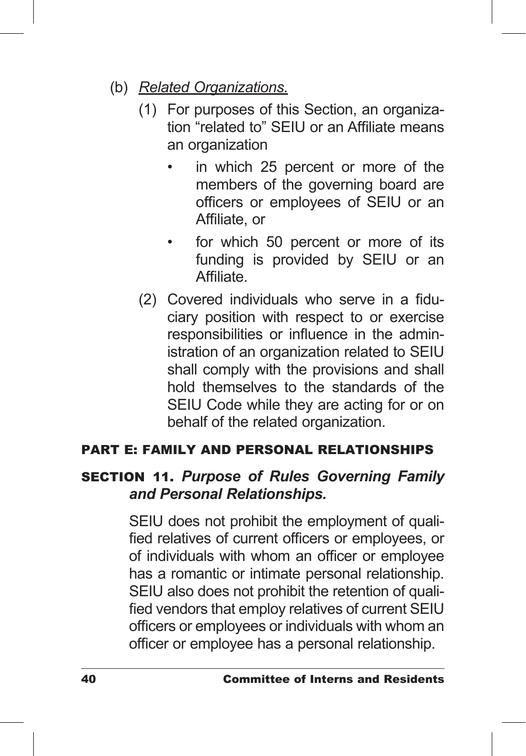(b) *Related Organizations.*

(1) For purposes of this Section, an organization "related to" SEIU or an Affiliate means an organization

- in which 25 percent or more of the members of the governing board are officers or employees of SEIU or an Affiliate, or
- for which 50 percent or more of its funding is provided by SEIU or an Affiliate.

(2) Covered individuals who serve in a fiduciary position with respect to or exercise responsibilities or influence in the administration of an organization related to SEIU shall comply with the provisions and shall hold themselves to the standards of the SEIU Code while they are acting for or on behalf of the related organization.

## PART E: FAMILY AND PERSONAL RELATIONSHIPS

### SECTION 11. *Purpose of Rules Governing Family and Personal Relationships.*

SEIU does not prohibit the employment of qualified relatives of current officers or employees, or of individuals with whom an officer or employee has a romantic or intimate personal relationship. SEIU also does not prohibit the retention of qualified vendors that employ relatives of current SEIU officers or employees or individuals with whom an officer or employee has a personal relationship.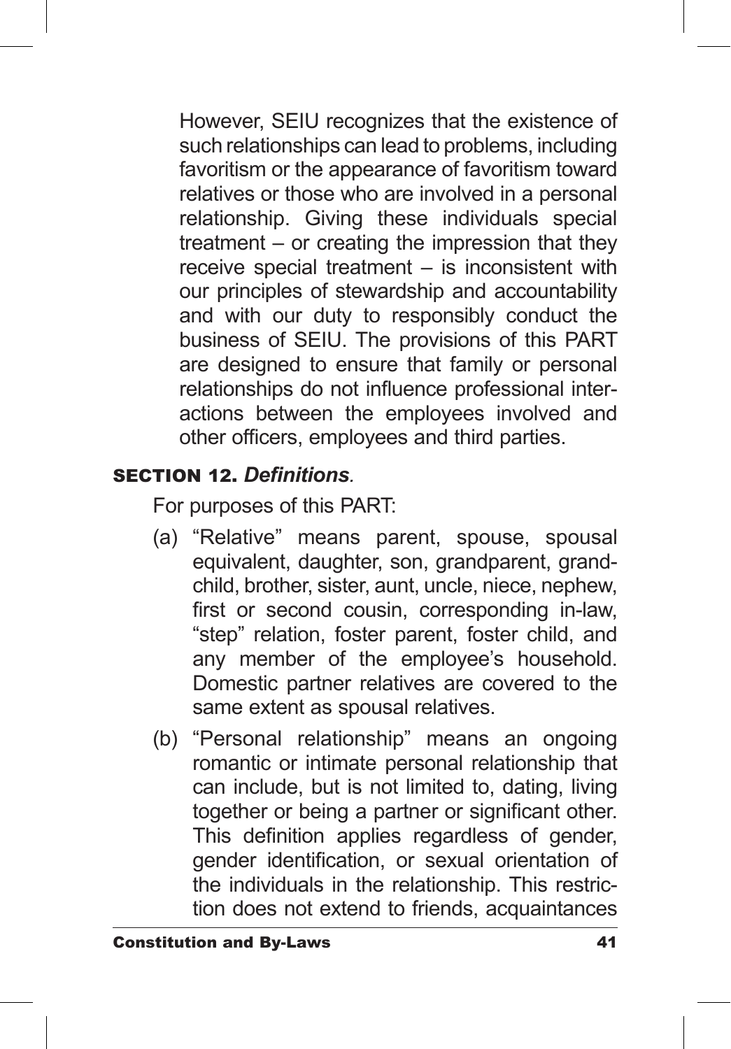However, SEIU recognizes that the existence of such relationships can lead to problems, including favoritism or the appearance of favoritism toward relatives or those who are involved in a personal relationship. Giving these individuals special treatment – or creating the impression that they receive special treatment – is inconsistent with our principles of stewardship and accountability and with our duty to responsibly conduct the business of SEIU. The provisions of this PART are designed to ensure that family or personal relationships do not influence professional interactions between the employees involved and other officers, employees and third parties.

**SECTION 12.** ***Definitions.***

For purposes of this PART:

(a) "Relative" means parent, spouse, spousal equivalent, daughter, son, grandparent, grandchild, brother, sister, aunt, uncle, niece, nephew, first or second cousin, corresponding in-law, "step" relation, foster parent, foster child, and any member of the employee's household. Domestic partner relatives are covered to the same extent as spousal relatives.

(b) "Personal relationship" means an ongoing romantic or intimate personal relationship that can include, but is not limited to, dating, living together or being a partner or significant other. This definition applies regardless of gender, gender identification, or sexual orientation of the individuals in the relationship. This restriction does not extend to friends, acquaintances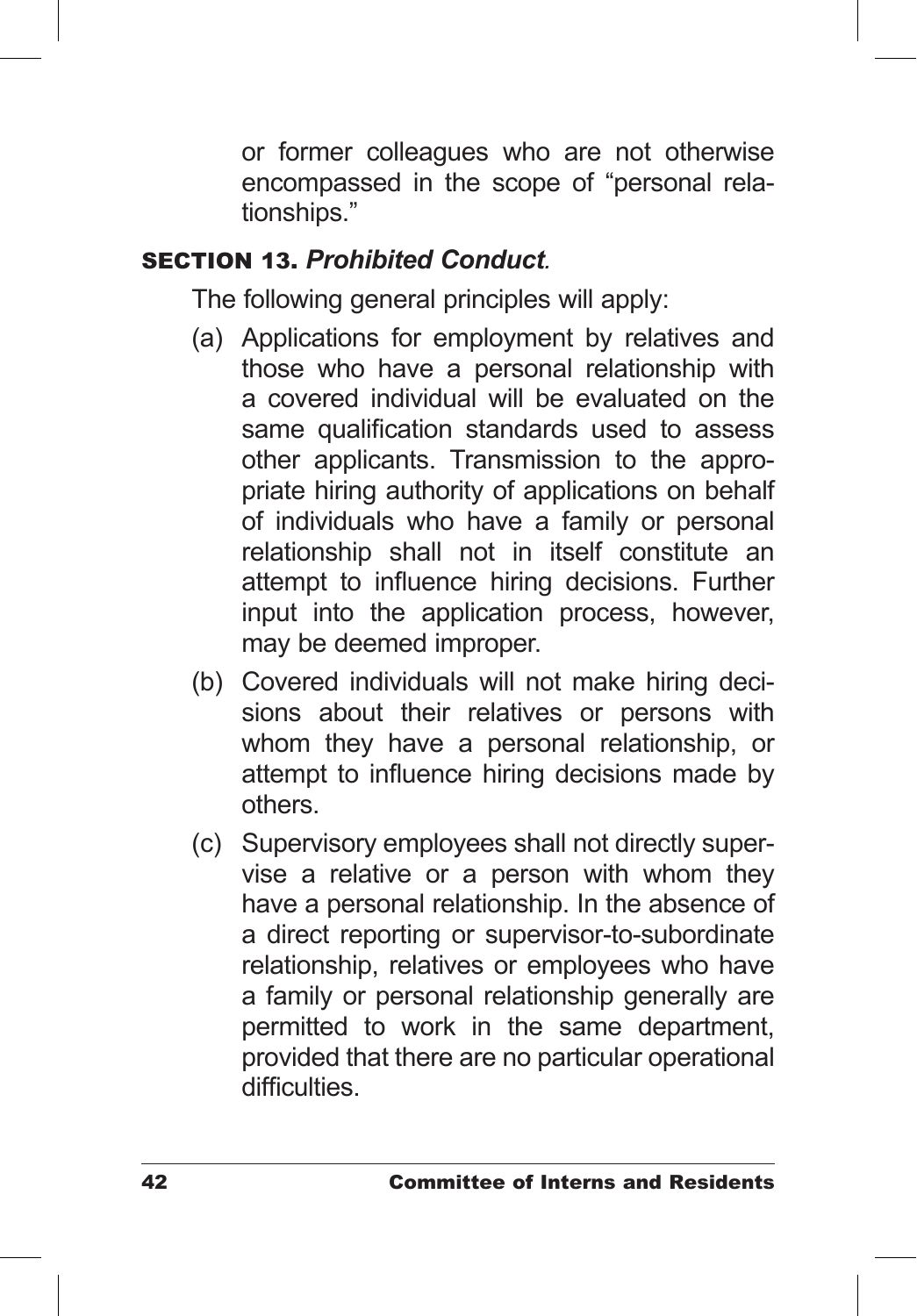or former colleagues who are not otherwise encompassed in the scope of "personal relationships."

## SECTION 13. *Prohibited Conduct.*

The following general principles will apply:

(a) Applications for employment by relatives and those who have a personal relationship with a covered individual will be evaluated on the same qualification standards used to assess other applicants. Transmission to the appropriate hiring authority of applications on behalf of individuals who have a family or personal relationship shall not in itself constitute an attempt to influence hiring decisions. Further input into the application process, however, may be deemed improper.

(b) Covered individuals will not make hiring decisions about their relatives or persons with whom they have a personal relationship, or attempt to influence hiring decisions made by others.

(c) Supervisory employees shall not directly supervise a relative or a person with whom they have a personal relationship. In the absence of a direct reporting or supervisor-to-subordinate relationship, relatives or employees who have a family or personal relationship generally are permitted to work in the same department, provided that there are no particular operational difficulties.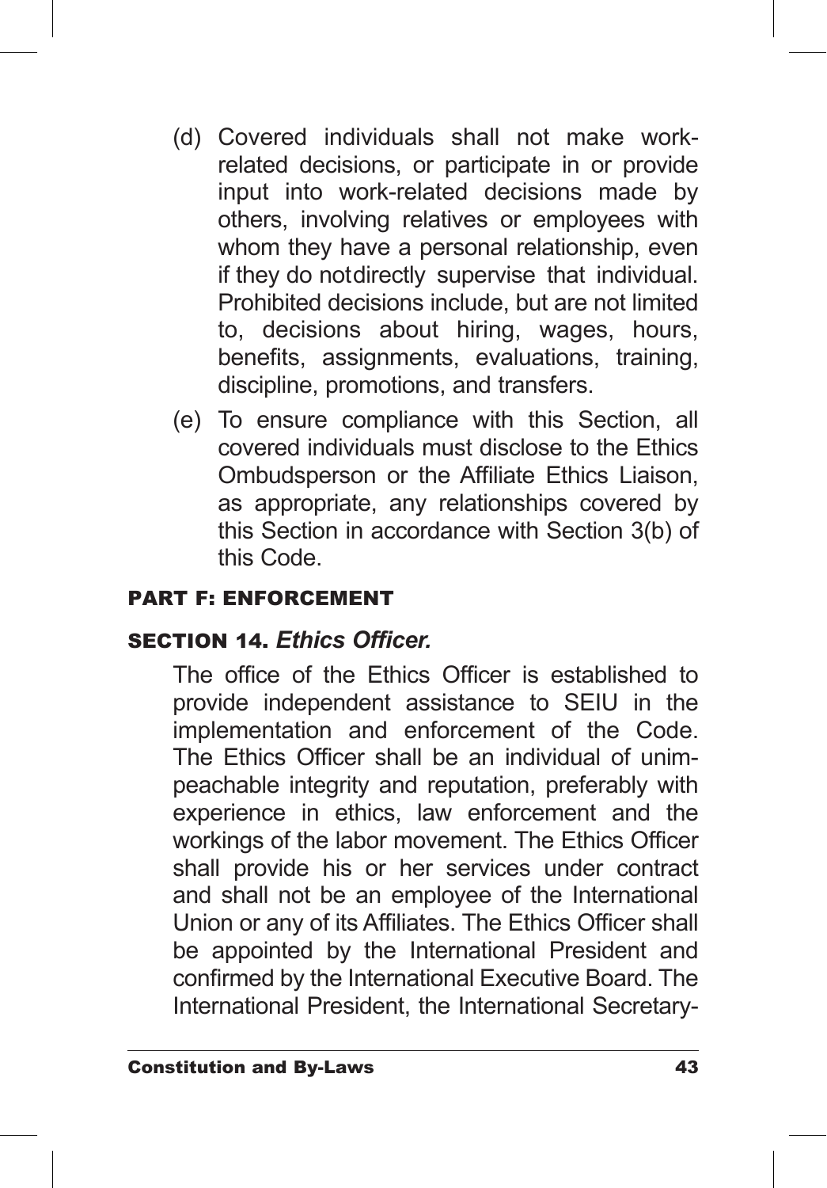(d) Covered individuals shall not make work-related decisions, or participate in or provide input into work-related decisions made by others, involving relatives or employees with whom they have a personal relationship, even if they do notdirectly supervise that individual. Prohibited decisions include, but are not limited to, decisions about hiring, wages, hours, benefits, assignments, evaluations, training, discipline, promotions, and transfers.

(e) To ensure compliance with this Section, all covered individuals must disclose to the Ethics Ombudsperson or the Affiliate Ethics Liaison, as appropriate, any relationships covered by this Section in accordance with Section 3(b) of this Code.

## PART F: ENFORCEMENT

### SECTION 14. *Ethics Officer.*

The office of the Ethics Officer is established to provide independent assistance to SEIU in the implementation and enforcement of the Code. The Ethics Officer shall be an individual of unimpeachable integrity and reputation, preferably with experience in ethics, law enforcement and the workings of the labor movement. The Ethics Officer shall provide his or her services under contract and shall not be an employee of the International Union or any of its Affiliates. The Ethics Officer shall be appointed by the International President and confirmed by the International Executive Board. The International President, the International Secretary-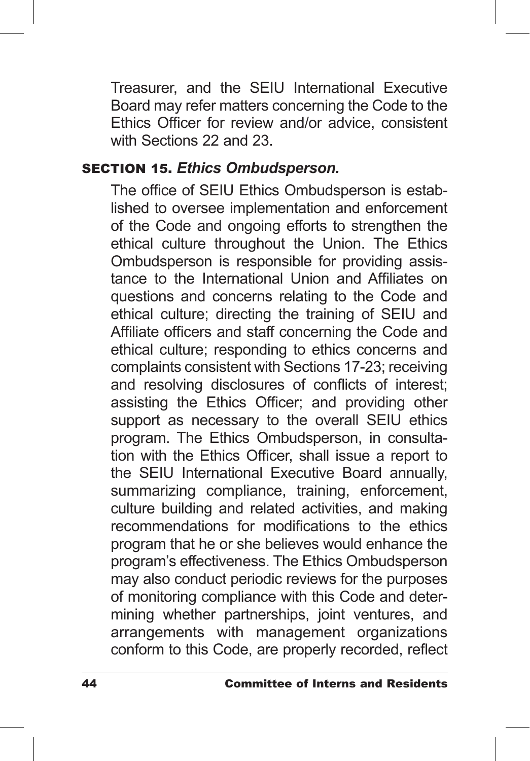Treasurer, and the SEIU International Executive Board may refer matters concerning the Code to the Ethics Officer for review and/or advice, consistent with Sections 22 and 23.

### SECTION 15. *Ethics Ombudsperson.*

The office of SEIU Ethics Ombudsperson is established to oversee implementation and enforcement of the Code and ongoing efforts to strengthen the ethical culture throughout the Union. The Ethics Ombudsperson is responsible for providing assistance to the International Union and Affiliates on questions and concerns relating to the Code and ethical culture; directing the training of SEIU and Affiliate officers and staff concerning the Code and ethical culture; responding to ethics concerns and complaints consistent with Sections 17-23; receiving and resolving disclosures of conflicts of interest; assisting the Ethics Officer; and providing other support as necessary to the overall SEIU ethics program. The Ethics Ombudsperson, in consultation with the Ethics Officer, shall issue a report to the SEIU International Executive Board annually, summarizing compliance, training, enforcement, culture building and related activities, and making recommendations for modifications to the ethics program that he or she believes would enhance the program's effectiveness. The Ethics Ombudsperson may also conduct periodic reviews for the purposes of monitoring compliance with this Code and determining whether partnerships, joint ventures, and arrangements with management organizations conform to this Code, are properly recorded, reflect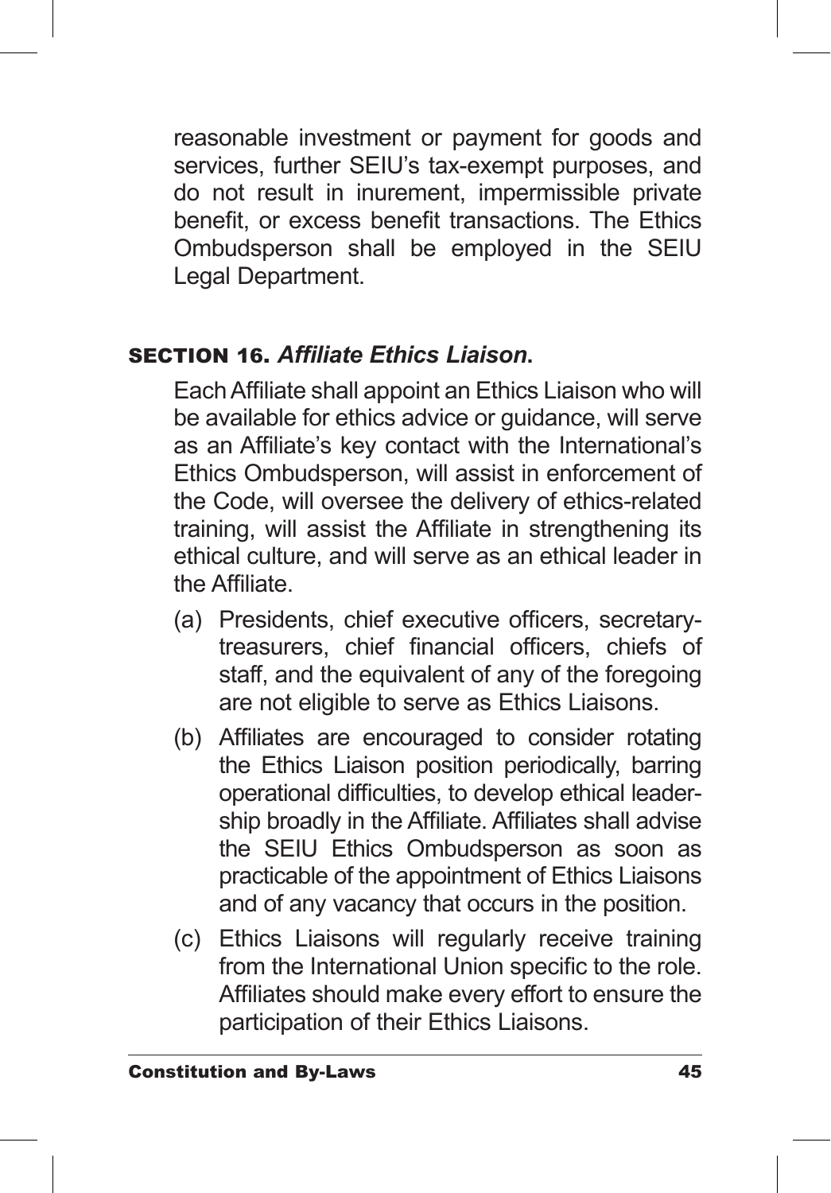reasonable investment or payment for goods and services, further SEIU's tax-exempt purposes, and do not result in inurement, impermissible private benefit, or excess benefit transactions. The Ethics Ombudsperson shall be employed in the SEIU Legal Department.

### SECTION 16. *Affiliate Ethics Liaison*.

Each Affiliate shall appoint an Ethics Liaison who will be available for ethics advice or guidance, will serve as an Affiliate's key contact with the International's Ethics Ombudsperson, will assist in enforcement of the Code, will oversee the delivery of ethics-related training, will assist the Affiliate in strengthening its ethical culture, and will serve as an ethical leader in the Affiliate.

(a) Presidents, chief executive officers, secretary-treasurers, chief financial officers, chiefs of staff, and the equivalent of any of the foregoing are not eligible to serve as Ethics Liaisons.

(b) Affiliates are encouraged to consider rotating the Ethics Liaison position periodically, barring operational difficulties, to develop ethical leadership broadly in the Affiliate. Affiliates shall advise the SEIU Ethics Ombudsperson as soon as practicable of the appointment of Ethics Liaisons and of any vacancy that occurs in the position.

(c) Ethics Liaisons will regularly receive training from the International Union specific to the role. Affiliates should make every effort to ensure the participation of their Ethics Liaisons.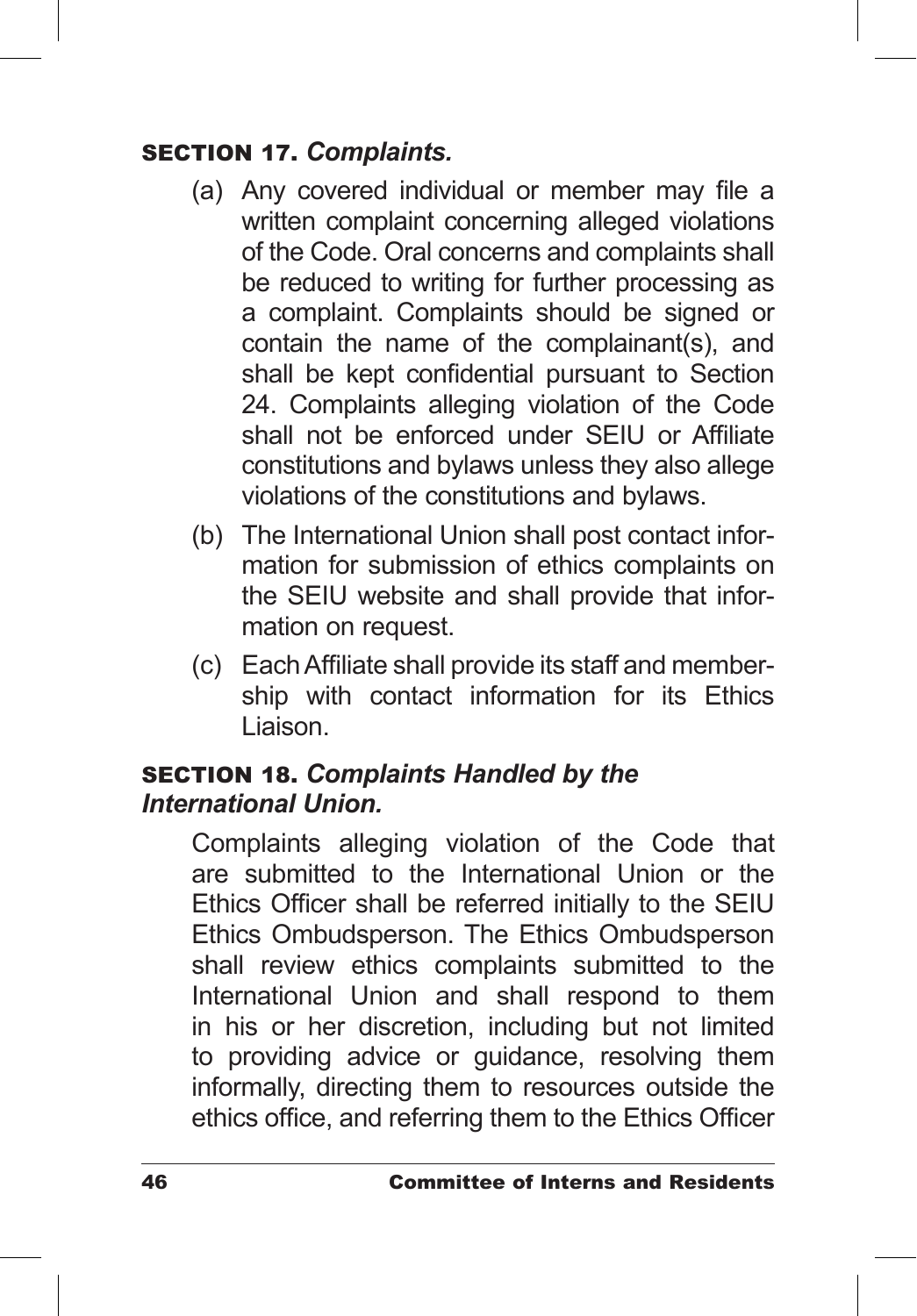## SECTION 17. *Complaints.*

(a) Any covered individual or member may file a written complaint concerning alleged violations of the Code. Oral concerns and complaints shall be reduced to writing for further processing as a complaint. Complaints should be signed or contain the name of the complainant(s), and shall be kept confidential pursuant to Section 24. Complaints alleging violation of the Code shall not be enforced under SEIU or Affiliate constitutions and bylaws unless they also allege violations of the constitutions and bylaws.

(b) The International Union shall post contact information for submission of ethics complaints on the SEIU website and shall provide that information on request.

(c) Each Affiliate shall provide its staff and membership with contact information for its Ethics Liaison.

## SECTION 18. *Complaints Handled by the International Union.*

Complaints alleging violation of the Code that are submitted to the International Union or the Ethics Officer shall be referred initially to the SEIU Ethics Ombudsperson. The Ethics Ombudsperson shall review ethics complaints submitted to the International Union and shall respond to them in his or her discretion, including but not limited to providing advice or guidance, resolving them informally, directing them to resources outside the ethics office, and referring them to the Ethics Officer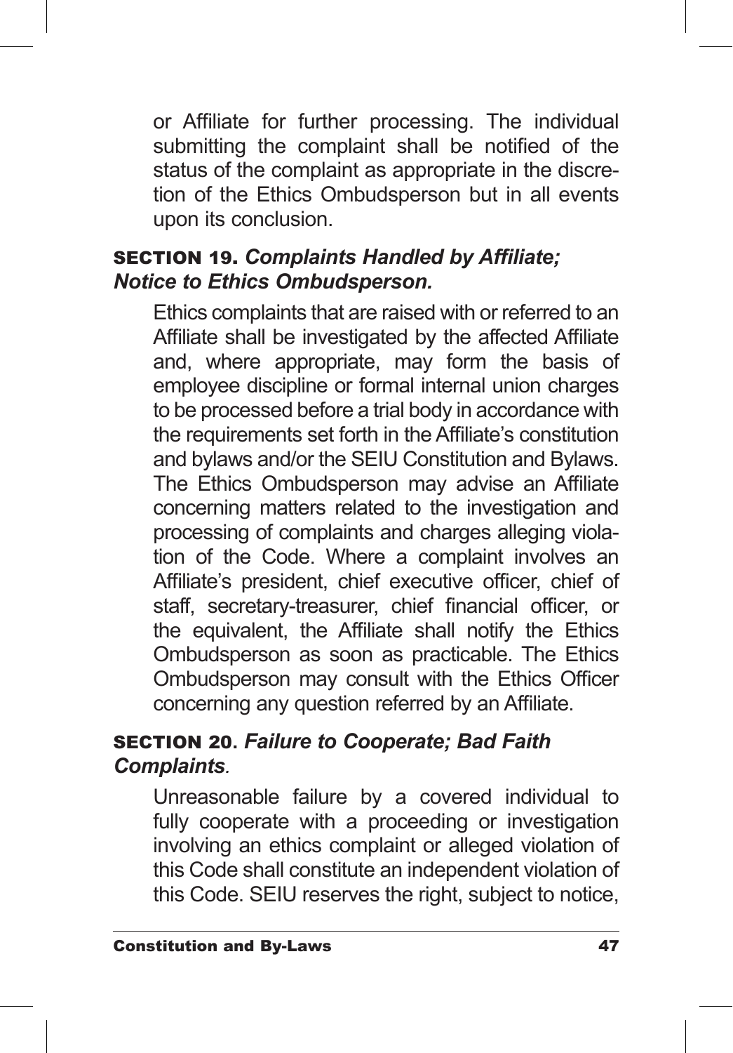or Affiliate for further processing. The individual submitting the complaint shall be notified of the status of the complaint as appropriate in the discretion of the Ethics Ombudsperson but in all events upon its conclusion.

**SECTION 19.** ***Complaints Handled by Affiliate; Notice to Ethics Ombudsperson.***

Ethics complaints that are raised with or referred to an Affiliate shall be investigated by the affected Affiliate and, where appropriate, may form the basis of employee discipline or formal internal union charges to be processed before a trial body in accordance with the requirements set forth in the Affiliate's constitution and bylaws and/or the SEIU Constitution and Bylaws. The Ethics Ombudsperson may advise an Affiliate concerning matters related to the investigation and processing of complaints and charges alleging violation of the Code. Where a complaint involves an Affiliate's president, chief executive officer, chief of staff, secretary-treasurer, chief financial officer, or the equivalent, the Affiliate shall notify the Ethics Ombudsperson as soon as practicable. The Ethics Ombudsperson may consult with the Ethics Officer concerning any question referred by an Affiliate.

**SECTION 20.** ***Failure to Cooperate; Bad Faith Complaints.***

Unreasonable failure by a covered individual to fully cooperate with a proceeding or investigation involving an ethics complaint or alleged violation of this Code shall constitute an independent violation of this Code. SEIU reserves the right, subject to notice,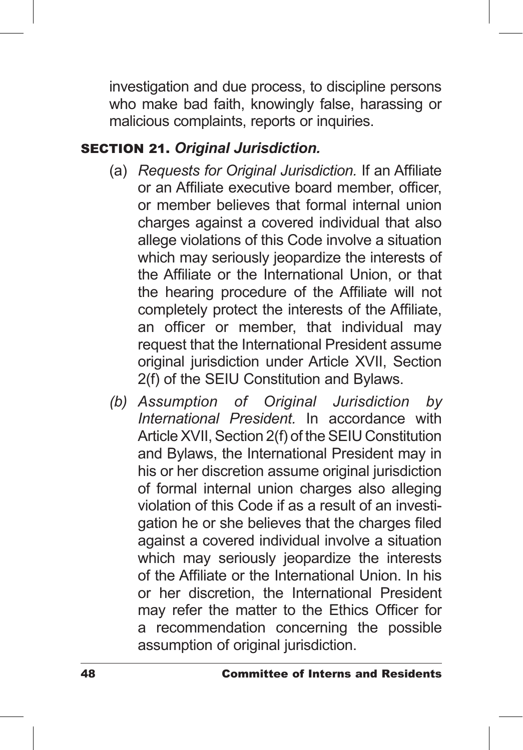investigation and due process, to discipline persons who make bad faith, knowingly false, harassing or malicious complaints, reports or inquiries.

### SECTION 21. *Original Jurisdiction.*

(a) *Requests for Original Jurisdiction.* If an Affiliate or an Affiliate executive board member, officer, or member believes that formal internal union charges against a covered individual that also allege violations of this Code involve a situation which may seriously jeopardize the interests of the Affiliate or the International Union, or that the hearing procedure of the Affiliate will not completely protect the interests of the Affiliate, an officer or member, that individual may request that the International President assume original jurisdiction under Article XVII, Section 2(f) of the SEIU Constitution and Bylaws.

*(b) Assumption of Original Jurisdiction by International President.* In accordance with Article XVII, Section 2(f) of the SEIU Constitution and Bylaws, the International President may in his or her discretion assume original jurisdiction of formal internal union charges also alleging violation of this Code if as a result of an investigation he or she believes that the charges filed against a covered individual involve a situation which may seriously jeopardize the interests of the Affiliate or the International Union. In his or her discretion, the International President may refer the matter to the Ethics Officer for a recommendation concerning the possible assumption of original jurisdiction.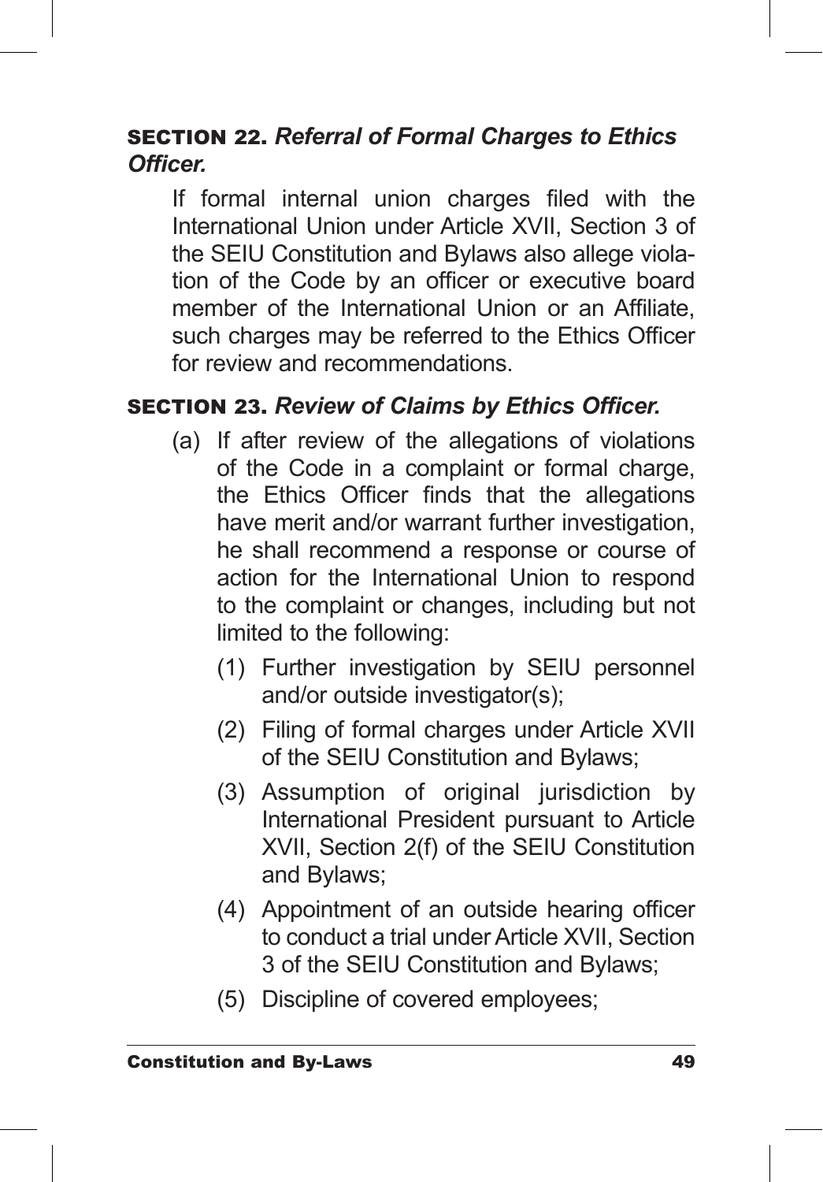### SECTION 22. *Referral of Formal Charges to Ethics Officer.*

If formal internal union charges filed with the International Union under Article XVII, Section 3 of the SEIU Constitution and Bylaws also allege violation of the Code by an officer or executive board member of the International Union or an Affiliate, such charges may be referred to the Ethics Officer for review and recommendations.

### SECTION 23. *Review of Claims by Ethics Officer.*

(a) If after review of the allegations of violations of the Code in a complaint or formal charge, the Ethics Officer finds that the allegations have merit and/or warrant further investigation, he shall recommend a response or course of action for the International Union to respond to the complaint or changes, including but not limited to the following:

   (1) Further investigation by SEIU personnel and/or outside investigator(s);

   (2) Filing of formal charges under Article XVII of the SEIU Constitution and Bylaws;

   (3) Assumption of original jurisdiction by International President pursuant to Article XVII, Section 2(f) of the SEIU Constitution and Bylaws;

   (4) Appointment of an outside hearing officer to conduct a trial under Article XVII, Section 3 of the SEIU Constitution and Bylaws;

   (5) Discipline of covered employees;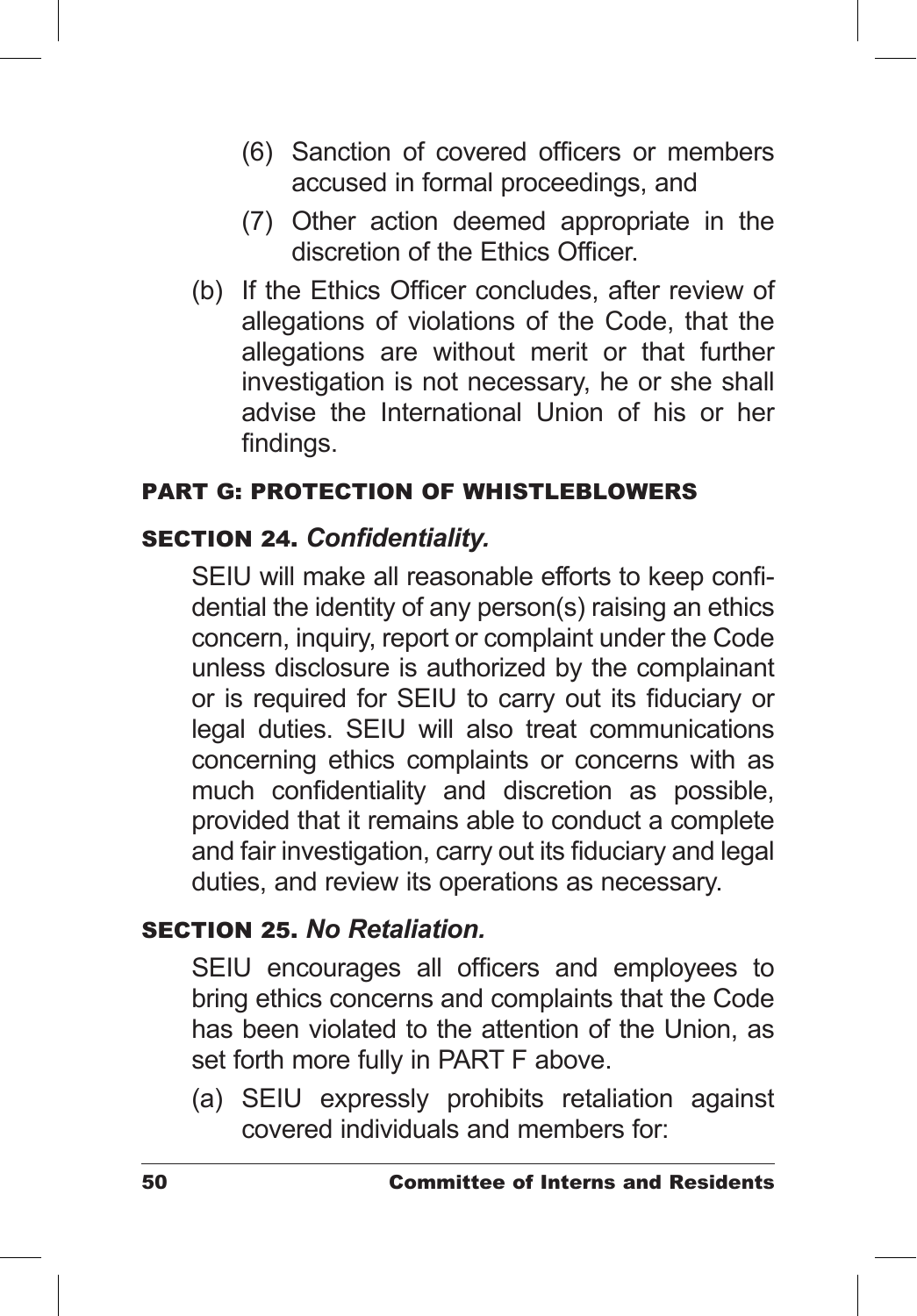(6) Sanction of covered officers or members accused in formal proceedings, and

(7) Other action deemed appropriate in the discretion of the Ethics Officer.

(b) If the Ethics Officer concludes, after review of allegations of violations of the Code, that the allegations are without merit or that further investigation is not necessary, he or she shall advise the International Union of his or her findings.

## PART G: PROTECTION OF WHISTLEBLOWERS

### SECTION 24. *Confidentiality.*

SEIU will make all reasonable efforts to keep confidential the identity of any person(s) raising an ethics concern, inquiry, report or complaint under the Code unless disclosure is authorized by the complainant or is required for SEIU to carry out its fiduciary or legal duties. SEIU will also treat communications concerning ethics complaints or concerns with as much confidentiality and discretion as possible, provided that it remains able to conduct a complete and fair investigation, carry out its fiduciary and legal duties, and review its operations as necessary.

### SECTION 25. *No Retaliation.*

SEIU encourages all officers and employees to bring ethics concerns and complaints that the Code has been violated to the attention of the Union, as set forth more fully in PART F above.

(a) SEIU expressly prohibits retaliation against covered individuals and members for: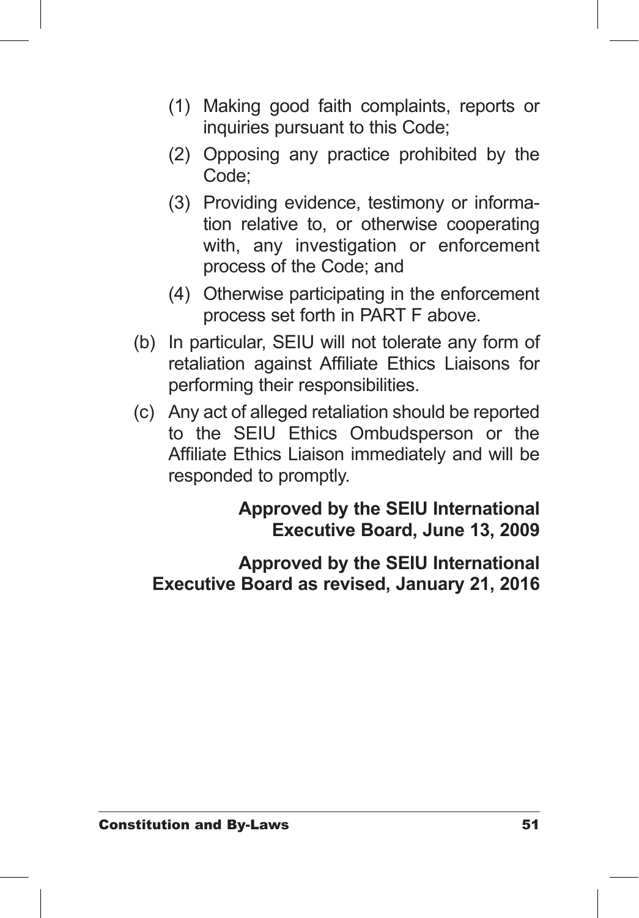(1) Making good faith complaints, reports or inquiries pursuant to this Code;

(2) Opposing any practice prohibited by the Code;

(3) Providing evidence, testimony or information relative to, or otherwise cooperating with, any investigation or enforcement process of the Code; and

(4) Otherwise participating in the enforcement process set forth in PART F above.

(b) In particular, SEIU will not tolerate any form of retaliation against Affiliate Ethics Liaisons for performing their responsibilities.

(c) Any act of alleged retaliation should be reported to the SEIU Ethics Ombudsperson or the Affiliate Ethics Liaison immediately and will be responded to promptly.

**Approved by the SEIU International Executive Board, June 13, 2009**

**Approved by the SEIU International Executive Board as revised, January 21, 2016**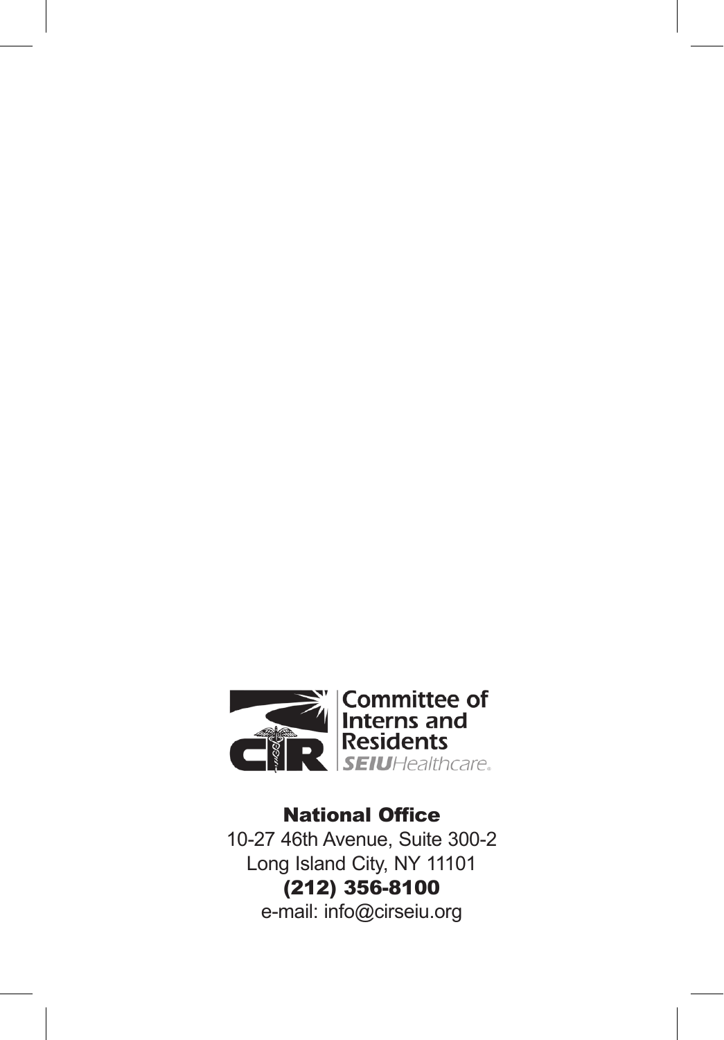Committee of Interns and Residents

SEIU Healthcare®

**National Office**

10-27 46th Avenue, Suite 300-2

Long Island City, NY 11101

**(212) 356-8100**

e-mail: info@cirseiu.org